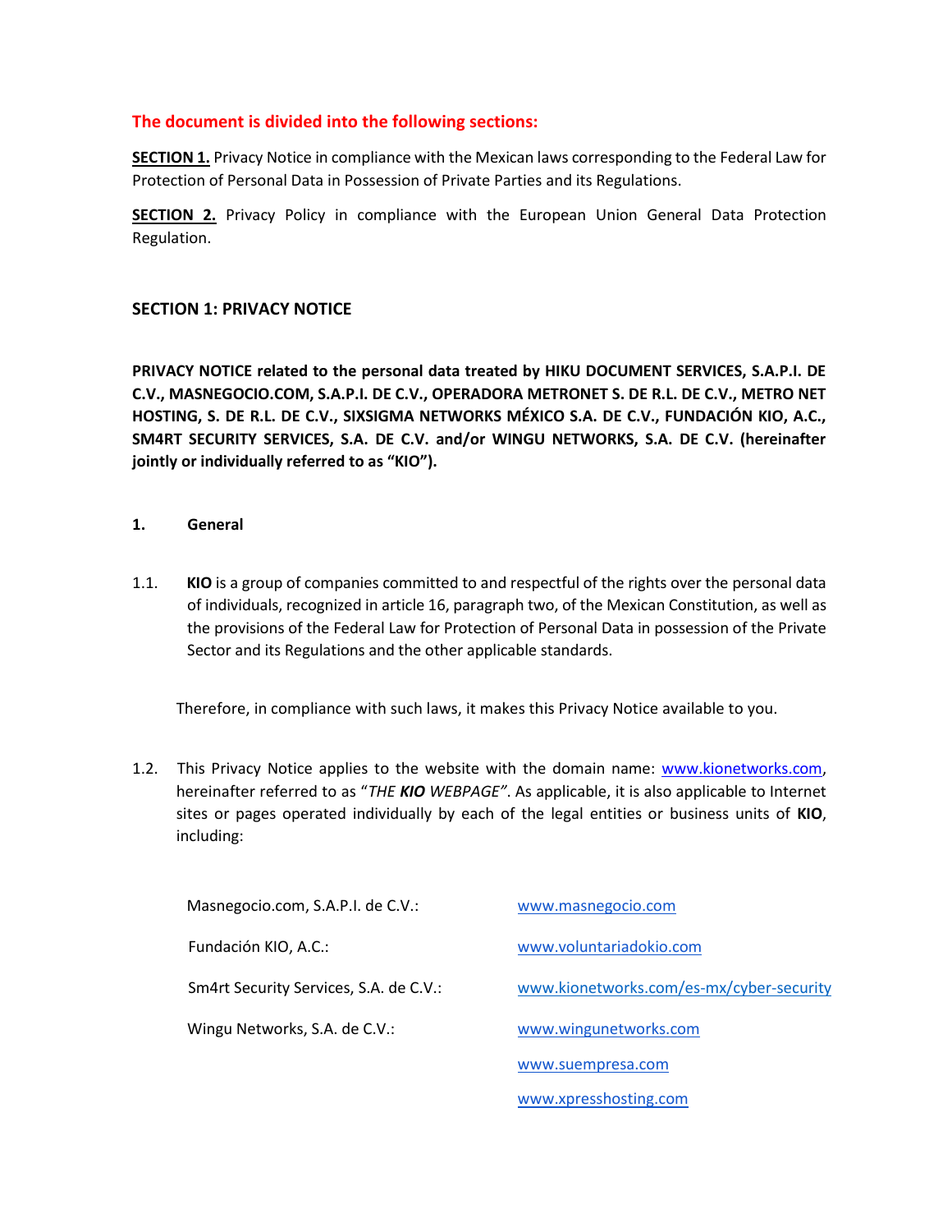**The document is divided into the following sections:**

**SECTION 1.** Privacy Notice in compliance with the Mexican laws corresponding to the Federal Law for Protection of Personal Data in Possession of Private Parties and its Regulations.

**SECTION 2.** Privacy Policy in compliance with the European Union General Data Protection Regulation.

## SECTION 1: PRIVACY NOTICE

**PRIVACY NOTICE related to the personal data treated by HIKU DOCUMENT SERVICES, S.A.P.I. DE C.V., MASNEGOCIO.COM, S.A.P.I. DE C.V., OPERADORA METRONET S. DE R.L. DE C.V., METRO NET HOSTING, S. DE R.L. DE C.V., SIXSIGMA NETWORKS MÉXICO S.A. DE C.V., FUNDACIÓN KIO, A.C., SM4RT SECURITY SERVICES, S.A. DE C.V. and/or WINGU NETWORKS, S.A. DE C.V. (hereinafter jointly or individually referred to as "KIO").**

### 1. General

1.1. **KIO** is a group of companies committed to and respectful of the rights over the personal data of individuals, recognized in article 16, paragraph two, of the Mexican Constitution, as well as the provisions of the Federal Law for Protection of Personal Data in possession of the Private Sector and its Regulations and the other applicable standards.

Therefore, in compliance with such laws, it makes this Privacy Notice available to you.

1.2. This Privacy Notice applies to the website with the domain name: www.kionetworks.com, hereinafter referred to as "*THE **KIO** WEBPAGE*". As applicable, it is also applicable to Internet sites or pages operated individually by each of the legal entities or business units of **KIO**, including:

| | |
|---|---|
| Masnegocio.com, S.A.P.I. de C.V.: | www.masnegocio.com |
| Fundación KIO, A.C.: | www.voluntariadokio.com |
| Sm4rt Security Services, S.A. de C.V.: | www.kionetworks.com/es-mx/cyber-security |
| Wingu Networks, S.A. de C.V.: | www.wingunetworks.com |
| | www.suempresa.com |
| | www.xpresshosting.com |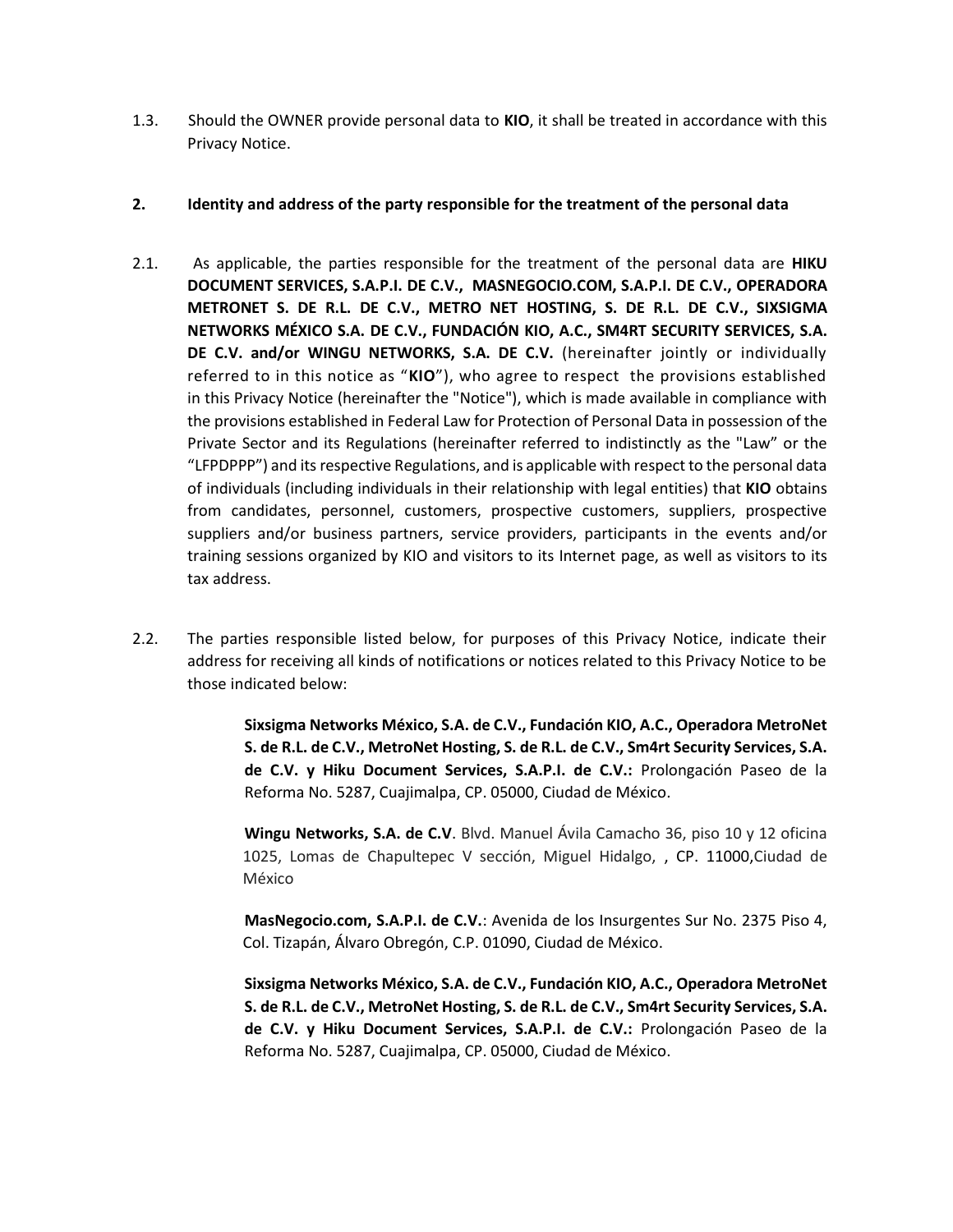1.3. Should the OWNER provide personal data to **KIO**, it shall be treated in accordance with this Privacy Notice.

## 2. Identity and address of the party responsible for the treatment of the personal data

2.1. As applicable, the parties responsible for the treatment of the personal data are **HIKU DOCUMENT SERVICES, S.A.P.I. DE C.V., MASNEGOCIO.COM, S.A.P.I. DE C.V., OPERADORA METRONET S. DE R.L. DE C.V., METRO NET HOSTING, S. DE R.L. DE C.V., SIXSIGMA NETWORKS MÉXICO S.A. DE C.V., FUNDACIÓN KIO, A.C., SM4RT SECURITY SERVICES, S.A. DE C.V. and/or WINGU NETWORKS, S.A. DE C.V.** (hereinafter jointly or individually referred to in this notice as "**KIO**"), who agree to respect the provisions established in this Privacy Notice (hereinafter the "Notice"), which is made available in compliance with the provisions established in Federal Law for Protection of Personal Data in possession of the Private Sector and its Regulations (hereinafter referred to indistinctly as the "Law" or the "LFPDPPP") and its respective Regulations, and is applicable with respect to the personal data of individuals (including individuals in their relationship with legal entities) that **KIO** obtains from candidates, personnel, customers, prospective customers, suppliers, prospective suppliers and/or business partners, service providers, participants in the events and/or training sessions organized by KIO and visitors to its Internet page, as well as visitors to its tax address.

2.2. The parties responsible listed below, for purposes of this Privacy Notice, indicate their address for receiving all kinds of notifications or notices related to this Privacy Notice to be those indicated below:

> **Sixsigma Networks México, S.A. de C.V., Fundación KIO, A.C., Operadora MetroNet S. de R.L. de C.V., MetroNet Hosting, S. de R.L. de C.V., Sm4rt Security Services, S.A. de C.V. y Hiku Document Services, S.A.P.I. de C.V.:** Prolongación Paseo de la Reforma No. 5287, Cuajimalpa, CP. 05000, Ciudad de México.
>
> **Wingu Networks, S.A. de C.V**. Blvd. Manuel Ávila Camacho 36, piso 10 y 12 oficina 1025, Lomas de Chapultepec V sección, Miguel Hidalgo, , CP. 11000,Ciudad de México
>
> **MasNegocio.com, S.A.P.I. de C.V.**: Avenida de los Insurgentes Sur No. 2375 Piso 4, Col. Tizapán, Álvaro Obregón, C.P. 01090, Ciudad de México.
>
> **Sixsigma Networks México, S.A. de C.V., Fundación KIO, A.C., Operadora MetroNet S. de R.L. de C.V., MetroNet Hosting, S. de R.L. de C.V., Sm4rt Security Services, S.A. de C.V. y Hiku Document Services, S.A.P.I. de C.V.:** Prolongación Paseo de la Reforma No. 5287, Cuajimalpa, CP. 05000, Ciudad de México.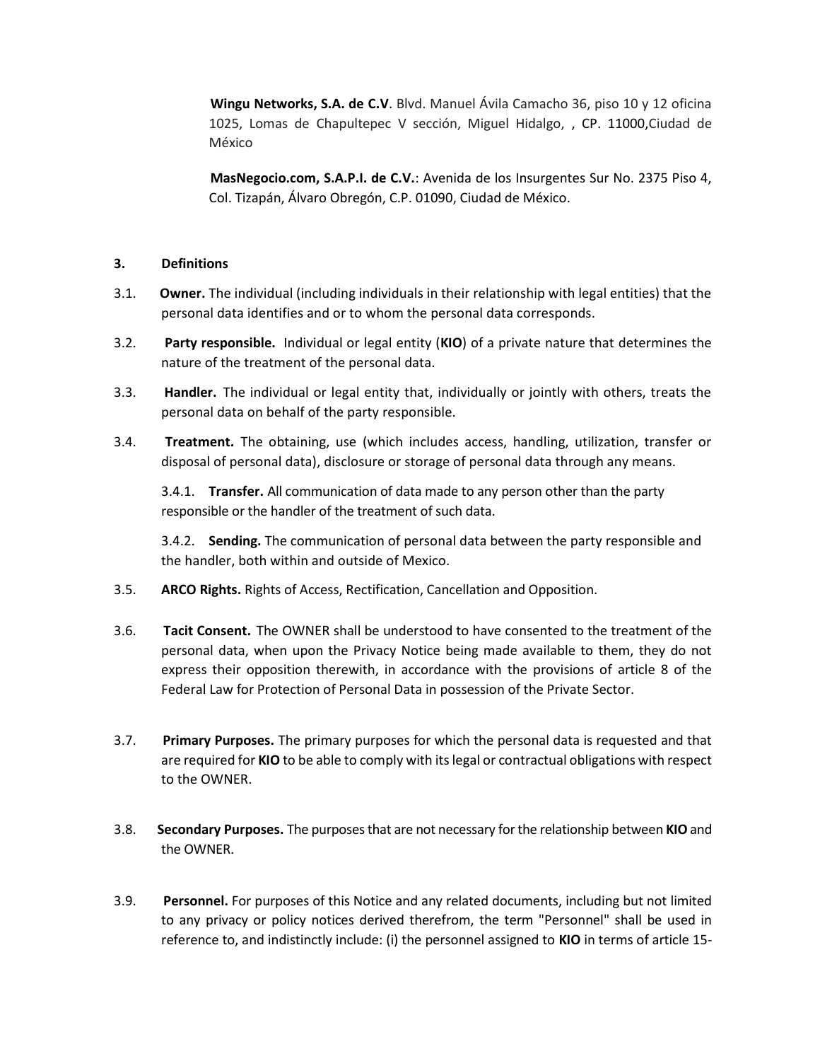**Wingu Networks, S.A. de C.V**. Blvd. Manuel Ávila Camacho 36, piso 10 y 12 oficina 1025, Lomas de Chapultepec V sección, Miguel Hidalgo, , CP. 11000,Ciudad de México

**MasNegocio.com, S.A.P.I. de C.V.**: Avenida de los Insurgentes Sur No. 2375 Piso 4, Col. Tizapán, Álvaro Obregón, C.P. 01090, Ciudad de México.

## 3. Definitions

3.1. **Owner.** The individual (including individuals in their relationship with legal entities) that the personal data identifies and or to whom the personal data corresponds.

3.2. **Party responsible.** Individual or legal entity (**KIO**) of a private nature that determines the nature of the treatment of the personal data.

3.3. **Handler.** The individual or legal entity that, individually or jointly with others, treats the personal data on behalf of the party responsible.

3.4. **Treatment.** The obtaining, use (which includes access, handling, utilization, transfer or disposal of personal data), disclosure or storage of personal data through any means.

3.4.1. **Transfer.** All communication of data made to any person other than the party responsible or the handler of the treatment of such data.

3.4.2. **Sending.** The communication of personal data between the party responsible and the handler, both within and outside of Mexico.

3.5. **ARCO Rights.** Rights of Access, Rectification, Cancellation and Opposition.

3.6. **Tacit Consent.** The OWNER shall be understood to have consented to the treatment of the personal data, when upon the Privacy Notice being made available to them, they do not express their opposition therewith, in accordance with the provisions of article 8 of the Federal Law for Protection of Personal Data in possession of the Private Sector.

3.7. **Primary Purposes.** The primary purposes for which the personal data is requested and that are required for **KIO** to be able to comply with its legal or contractual obligations with respect to the OWNER.

3.8. **Secondary Purposes.** The purposes that are not necessary for the relationship between **KIO** and the OWNER.

3.9. **Personnel.** For purposes of this Notice and any related documents, including but not limited to any privacy or policy notices derived therefrom, the term "Personnel" shall be used in reference to, and indistinctly include: (i) the personnel assigned to **KIO** in terms of article 15-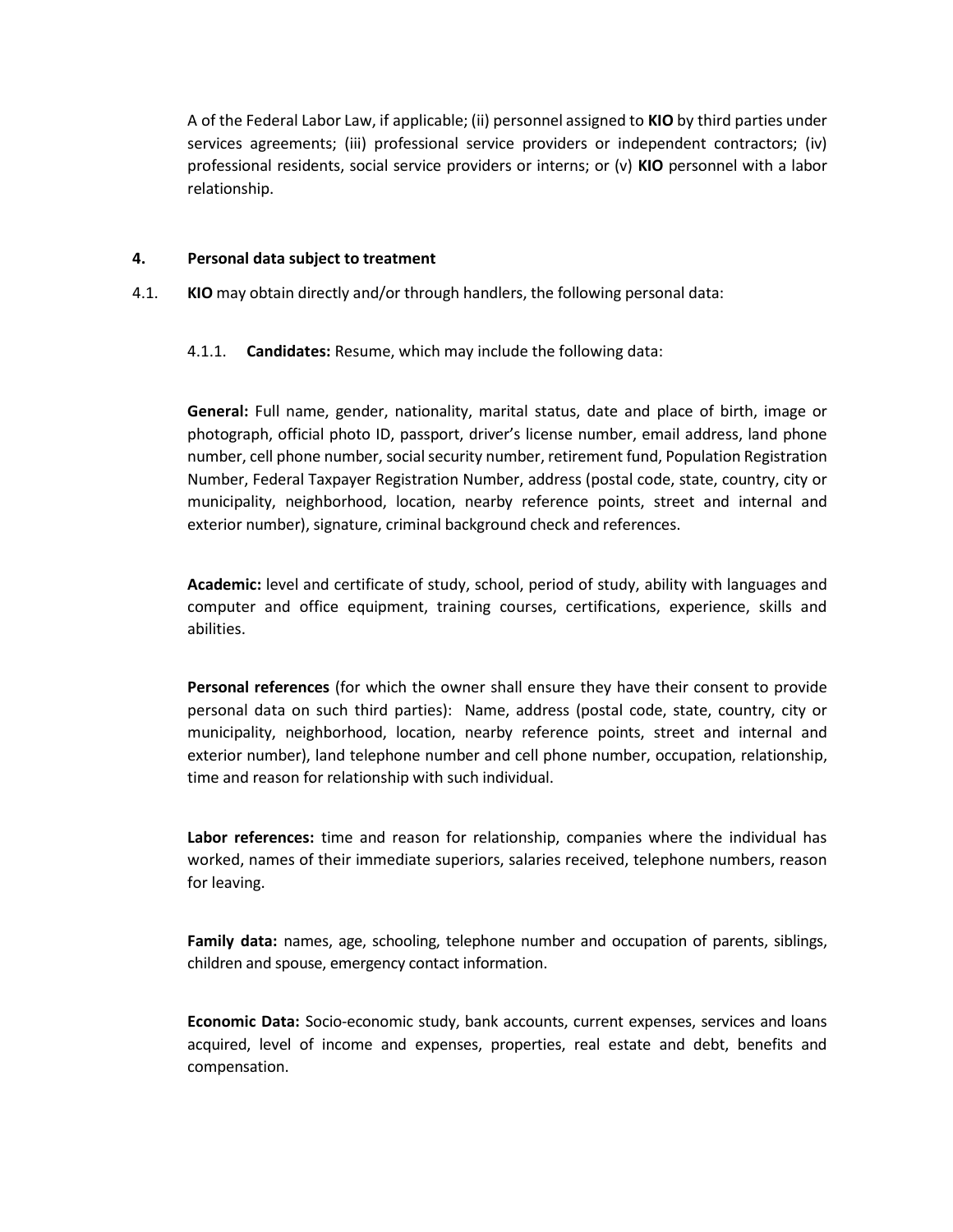A of the Federal Labor Law, if applicable; (ii) personnel assigned to **KIO** by third parties under services agreements; (iii) professional service providers or independent contractors; (iv) professional residents, social service providers or interns; or (v) **KIO** personnel with a labor relationship.

## 4. Personal data subject to treatment

4.1. **KIO** may obtain directly and/or through handlers, the following personal data:

4.1.1. **Candidates:** Resume, which may include the following data:

**General:** Full name, gender, nationality, marital status, date and place of birth, image or photograph, official photo ID, passport, driver's license number, email address, land phone number, cell phone number, social security number, retirement fund, Population Registration Number, Federal Taxpayer Registration Number, address (postal code, state, country, city or municipality, neighborhood, location, nearby reference points, street and internal and exterior number), signature, criminal background check and references.

**Academic:** level and certificate of study, school, period of study, ability with languages and computer and office equipment, training courses, certifications, experience, skills and abilities.

**Personal references** (for which the owner shall ensure they have their consent to provide personal data on such third parties): Name, address (postal code, state, country, city or municipality, neighborhood, location, nearby reference points, street and internal and exterior number), land telephone number and cell phone number, occupation, relationship, time and reason for relationship with such individual.

**Labor references:** time and reason for relationship, companies where the individual has worked, names of their immediate superiors, salaries received, telephone numbers, reason for leaving.

**Family data:** names, age, schooling, telephone number and occupation of parents, siblings, children and spouse, emergency contact information.

**Economic Data:** Socio-economic study, bank accounts, current expenses, services and loans acquired, level of income and expenses, properties, real estate and debt, benefits and compensation.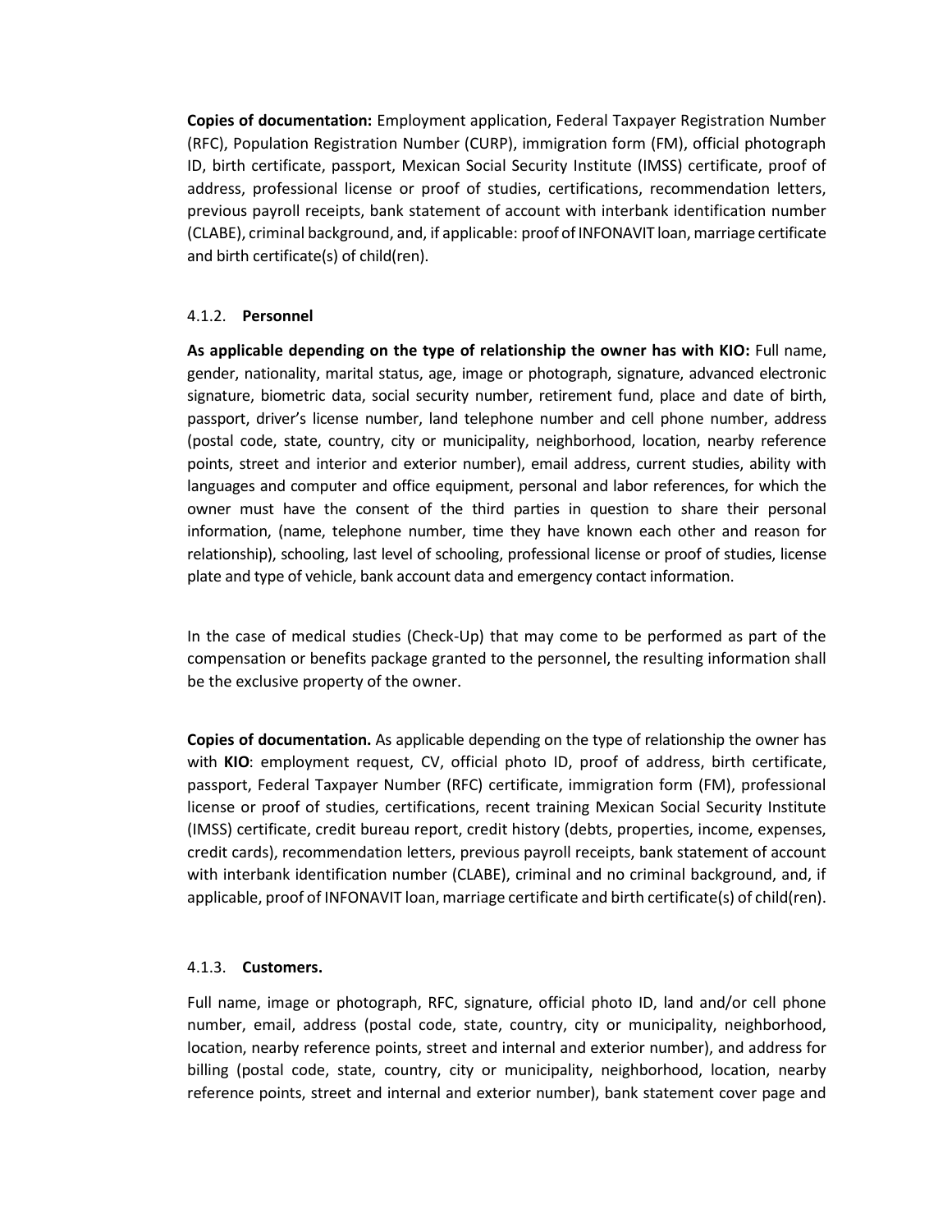**Copies of documentation:** Employment application, Federal Taxpayer Registration Number (RFC), Population Registration Number (CURP), immigration form (FM), official photograph ID, birth certificate, passport, Mexican Social Security Institute (IMSS) certificate, proof of address, professional license or proof of studies, certifications, recommendation letters, previous payroll receipts, bank statement of account with interbank identification number (CLABE), criminal background, and, if applicable: proof of INFONAVIT loan, marriage certificate and birth certificate(s) of child(ren).

#### 4.1.2. **Personnel**

**As applicable depending on the type of relationship the owner has with KIO:** Full name, gender, nationality, marital status, age, image or photograph, signature, advanced electronic signature, biometric data, social security number, retirement fund, place and date of birth, passport, driver's license number, land telephone number and cell phone number, address (postal code, state, country, city or municipality, neighborhood, location, nearby reference points, street and interior and exterior number), email address, current studies, ability with languages and computer and office equipment, personal and labor references, for which the owner must have the consent of the third parties in question to share their personal information, (name, telephone number, time they have known each other and reason for relationship), schooling, last level of schooling, professional license or proof of studies, license plate and type of vehicle, bank account data and emergency contact information.

In the case of medical studies (Check-Up) that may come to be performed as part of the compensation or benefits package granted to the personnel, the resulting information shall be the exclusive property of the owner.

**Copies of documentation.** As applicable depending on the type of relationship the owner has with **KIO**: employment request, CV, official photo ID, proof of address, birth certificate, passport, Federal Taxpayer Number (RFC) certificate, immigration form (FM), professional license or proof of studies, certifications, recent training Mexican Social Security Institute (IMSS) certificate, credit bureau report, credit history (debts, properties, income, expenses, credit cards), recommendation letters, previous payroll receipts, bank statement of account with interbank identification number (CLABE), criminal and no criminal background, and, if applicable, proof of INFONAVIT loan, marriage certificate and birth certificate(s) of child(ren).

#### 4.1.3. **Customers.**

Full name, image or photograph, RFC, signature, official photo ID, land and/or cell phone number, email, address (postal code, state, country, city or municipality, neighborhood, location, nearby reference points, street and internal and exterior number), and address for billing (postal code, state, country, city or municipality, neighborhood, location, nearby reference points, street and internal and exterior number), bank statement cover page and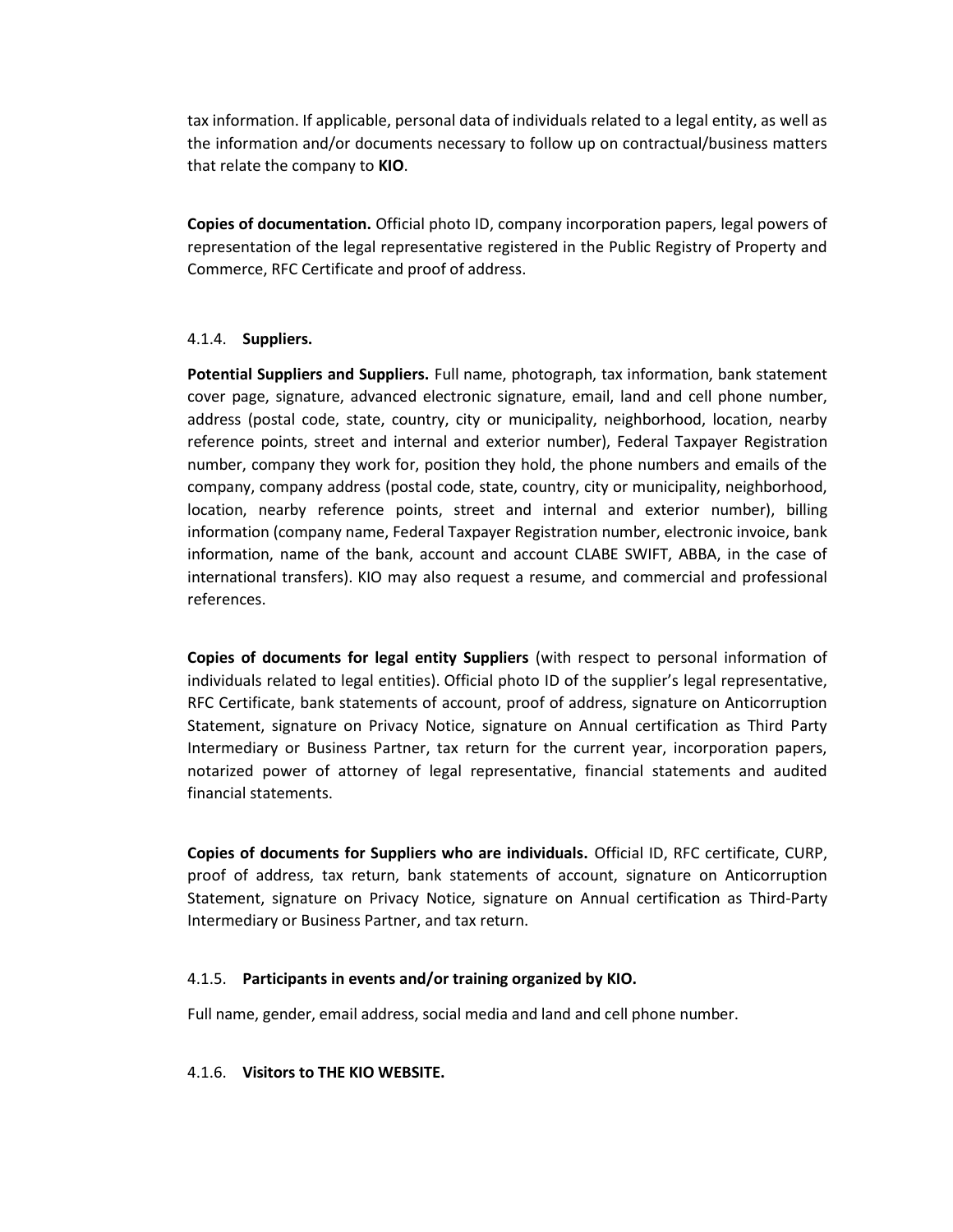tax information. If applicable, personal data of individuals related to a legal entity, as well as the information and/or documents necessary to follow up on contractual/business matters that relate the company to **KIO**.

**Copies of documentation.** Official photo ID, company incorporation papers, legal powers of representation of the legal representative registered in the Public Registry of Property and Commerce, RFC Certificate and proof of address.

#### 4.1.4. **Suppliers.**

**Potential Suppliers and Suppliers.** Full name, photograph, tax information, bank statement cover page, signature, advanced electronic signature, email, land and cell phone number, address (postal code, state, country, city or municipality, neighborhood, location, nearby reference points, street and internal and exterior number), Federal Taxpayer Registration number, company they work for, position they hold, the phone numbers and emails of the company, company address (postal code, state, country, city or municipality, neighborhood, location, nearby reference points, street and internal and exterior number), billing information (company name, Federal Taxpayer Registration number, electronic invoice, bank information, name of the bank, account and account CLABE SWIFT, ABBA, in the case of international transfers). KIO may also request a resume, and commercial and professional references.

**Copies of documents for legal entity Suppliers** (with respect to personal information of individuals related to legal entities). Official photo ID of the supplier's legal representative, RFC Certificate, bank statements of account, proof of address, signature on Anticorruption Statement, signature on Privacy Notice, signature on Annual certification as Third Party Intermediary or Business Partner, tax return for the current year, incorporation papers, notarized power of attorney of legal representative, financial statements and audited financial statements.

**Copies of documents for Suppliers who are individuals.** Official ID, RFC certificate, CURP, proof of address, tax return, bank statements of account, signature on Anticorruption Statement, signature on Privacy Notice, signature on Annual certification as Third-Party Intermediary or Business Partner, and tax return.

#### 4.1.5. **Participants in events and/or training organized by KIO.**

Full name, gender, email address, social media and land and cell phone number.

#### 4.1.6. **Visitors to THE KIO WEBSITE.**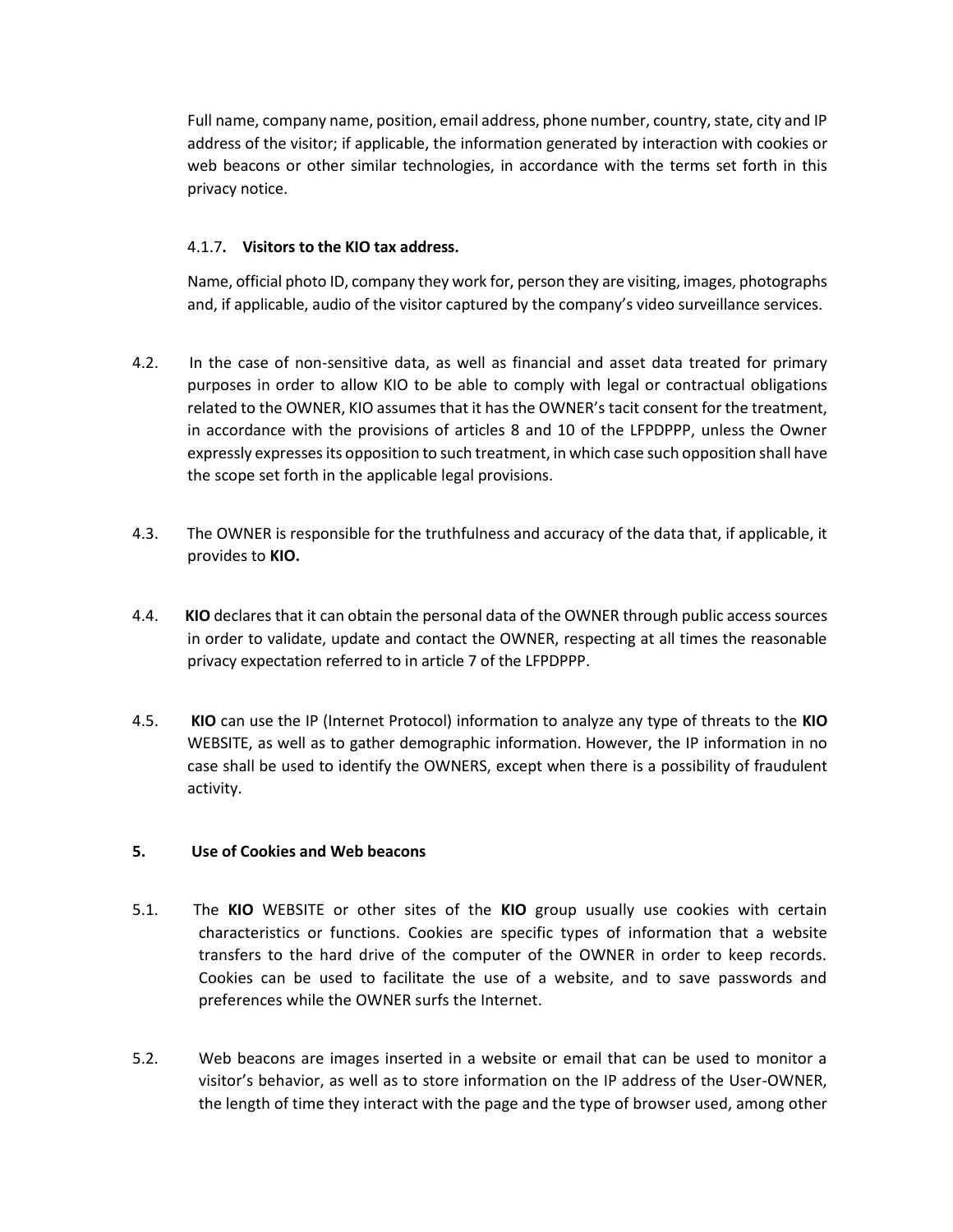Full name, company name, position, email address, phone number, country, state, city and IP address of the visitor; if applicable, the information generated by interaction with cookies or web beacons or other similar technologies, in accordance with the terms set forth in this privacy notice.

4.1.7**. Visitors to the KIO tax address.**

Name, official photo ID, company they work for, person they are visiting, images, photographs and, if applicable, audio of the visitor captured by the company's video surveillance services.

4.2. In the case of non-sensitive data, as well as financial and asset data treated for primary purposes in order to allow KIO to be able to comply with legal or contractual obligations related to the OWNER, KIO assumes that it has the OWNER's tacit consent for the treatment, in accordance with the provisions of articles 8 and 10 of the LFPDPPP, unless the Owner expressly expresses its opposition to such treatment, in which case such opposition shall have the scope set forth in the applicable legal provisions.

4.3. The OWNER is responsible for the truthfulness and accuracy of the data that, if applicable, it provides to **KIO.**

4.4. **KIO** declares that it can obtain the personal data of the OWNER through public access sources in order to validate, update and contact the OWNER, respecting at all times the reasonable privacy expectation referred to in article 7 of the LFPDPPP.

4.5. **KIO** can use the IP (Internet Protocol) information to analyze any type of threats to the **KIO** WEBSITE, as well as to gather demographic information. However, the IP information in no case shall be used to identify the OWNERS, except when there is a possibility of fraudulent activity.

## 5. Use of Cookies and Web beacons

5.1. The **KIO** WEBSITE or other sites of the **KIO** group usually use cookies with certain characteristics or functions. Cookies are specific types of information that a website transfers to the hard drive of the computer of the OWNER in order to keep records. Cookies can be used to facilitate the use of a website, and to save passwords and preferences while the OWNER surfs the Internet.

5.2. Web beacons are images inserted in a website or email that can be used to monitor a visitor's behavior, as well as to store information on the IP address of the User-OWNER, the length of time they interact with the page and the type of browser used, among other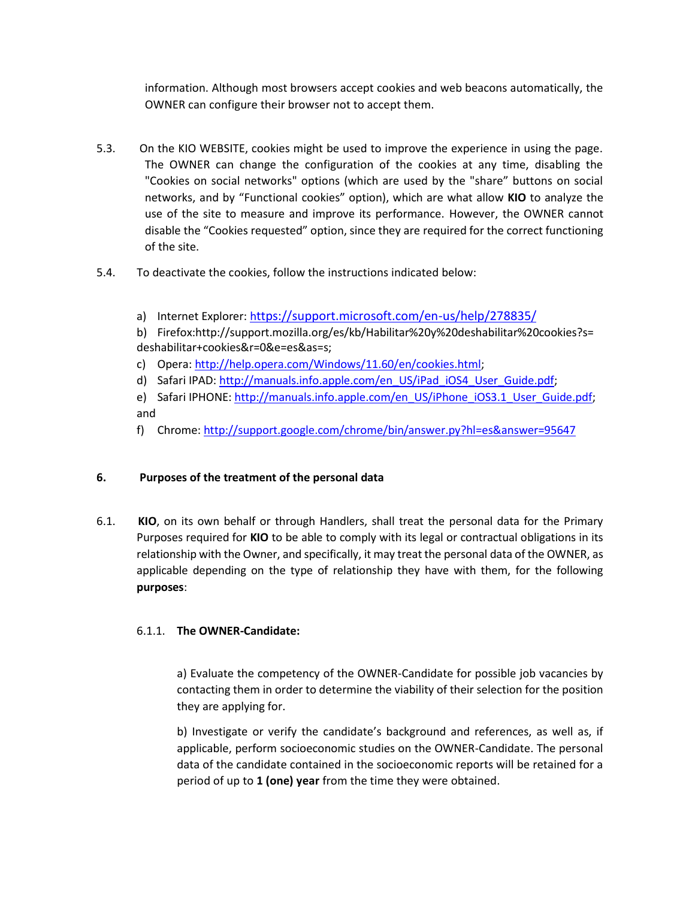information. Although most browsers accept cookies and web beacons automatically, the OWNER can configure their browser not to accept them.

5.3. On the KIO WEBSITE, cookies might be used to improve the experience in using the page. The OWNER can change the configuration of the cookies at any time, disabling the "Cookies on social networks" options (which are used by the "share" buttons on social networks, and by "Functional cookies" option), which are what allow **KIO** to analyze the use of the site to measure and improve its performance. However, the OWNER cannot disable the "Cookies requested" option, since they are required for the correct functioning of the site.

5.4. To deactivate the cookies, follow the instructions indicated below:

a) Internet Explorer: https://support.microsoft.com/en-us/help/278835/

b) Firefox:http://support.mozilla.org/es/kb/Habilitar%20y%20deshabilitar%20cookies?s=deshabilitar+cookies&r=0&e=es&as=s;

c) Opera: http://help.opera.com/Windows/11.60/en/cookies.html;

d) Safari IPAD: http://manuals.info.apple.com/en_US/iPad_iOS4_User_Guide.pdf;

e) Safari IPHONE: http://manuals.info.apple.com/en_US/iPhone_iOS3.1_User_Guide.pdf; and

f) Chrome: http://support.google.com/chrome/bin/answer.py?hl=es&answer=95647

## 6. Purposes of the treatment of the personal data

6.1. **KIO**, on its own behalf or through Handlers, shall treat the personal data for the Primary Purposes required for **KIO** to be able to comply with its legal or contractual obligations in its relationship with the Owner, and specifically, it may treat the personal data of the OWNER, as applicable depending on the type of relationship they have with them, for the following **purposes**:

### 6.1.1. The OWNER-Candidate:

a) Evaluate the competency of the OWNER-Candidate for possible job vacancies by contacting them in order to determine the viability of their selection for the position they are applying for.

b) Investigate or verify the candidate's background and references, as well as, if applicable, perform socioeconomic studies on the OWNER-Candidate. The personal data of the candidate contained in the socioeconomic reports will be retained for a period of up to **1 (one) year** from the time they were obtained.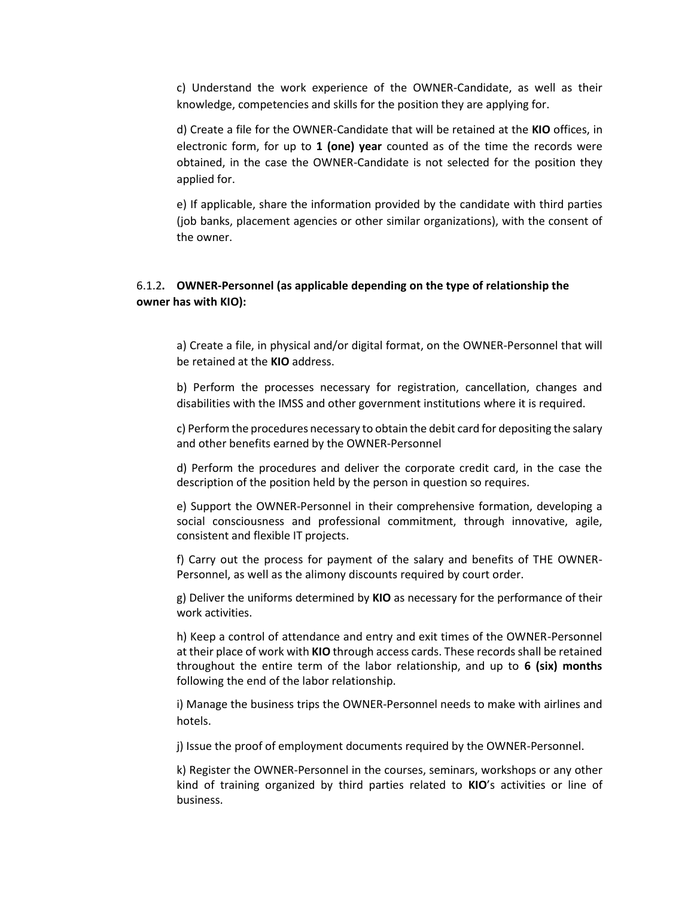c) Understand the work experience of the OWNER-Candidate, as well as their knowledge, competencies and skills for the position they are applying for.

d) Create a file for the OWNER-Candidate that will be retained at the **KIO** offices, in electronic form, for up to **1 (one) year** counted as of the time the records were obtained, in the case the OWNER-Candidate is not selected for the position they applied for.

e) If applicable, share the information provided by the candidate with third parties (job banks, placement agencies or other similar organizations), with the consent of the owner.

6.1.2**. OWNER-Personnel (as applicable depending on the type of relationship the owner has with KIO):**

a) Create a file, in physical and/or digital format, on the OWNER-Personnel that will be retained at the **KIO** address.

b) Perform the processes necessary for registration, cancellation, changes and disabilities with the IMSS and other government institutions where it is required.

c) Perform the procedures necessary to obtain the debit card for depositing the salary and other benefits earned by the OWNER-Personnel

d) Perform the procedures and deliver the corporate credit card, in the case the description of the position held by the person in question so requires.

e) Support the OWNER-Personnel in their comprehensive formation, developing a social consciousness and professional commitment, through innovative, agile, consistent and flexible IT projects.

f) Carry out the process for payment of the salary and benefits of THE OWNER-Personnel, as well as the alimony discounts required by court order.

g) Deliver the uniforms determined by **KIO** as necessary for the performance of their work activities.

h) Keep a control of attendance and entry and exit times of the OWNER-Personnel at their place of work with **KIO** through access cards. These records shall be retained throughout the entire term of the labor relationship, and up to **6 (six) months** following the end of the labor relationship.

i) Manage the business trips the OWNER-Personnel needs to make with airlines and hotels.

j) Issue the proof of employment documents required by the OWNER-Personnel.

k) Register the OWNER-Personnel in the courses, seminars, workshops or any other kind of training organized by third parties related to **KIO**'s activities or line of business.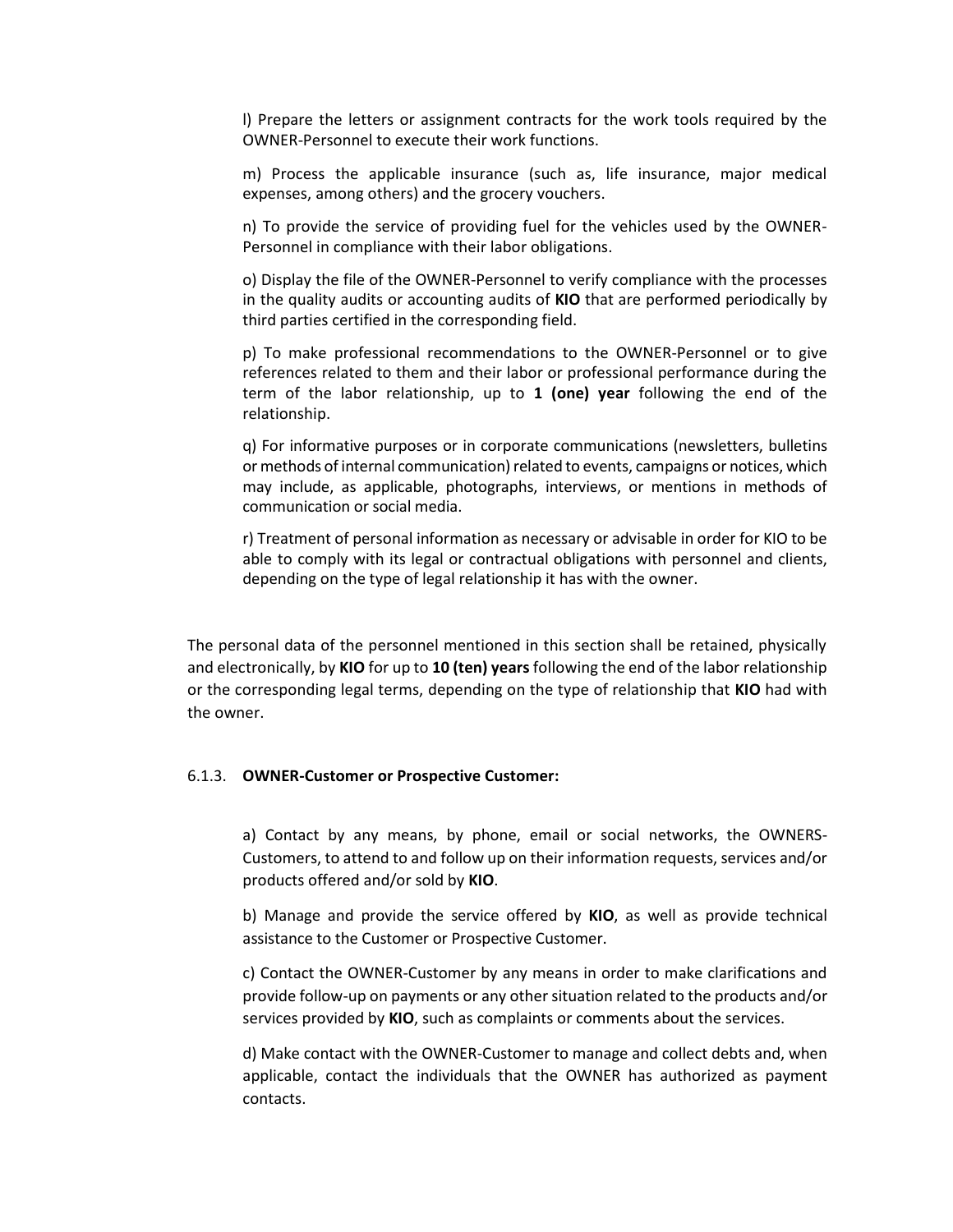l) Prepare the letters or assignment contracts for the work tools required by the OWNER-Personnel to execute their work functions.

m) Process the applicable insurance (such as, life insurance, major medical expenses, among others) and the grocery vouchers.

n) To provide the service of providing fuel for the vehicles used by the OWNER-Personnel in compliance with their labor obligations.

o) Display the file of the OWNER-Personnel to verify compliance with the processes in the quality audits or accounting audits of **KIO** that are performed periodically by third parties certified in the corresponding field.

p) To make professional recommendations to the OWNER-Personnel or to give references related to them and their labor or professional performance during the term of the labor relationship, up to **1 (one) year** following the end of the relationship.

q) For informative purposes or in corporate communications (newsletters, bulletins or methods of internal communication) related to events, campaigns or notices, which may include, as applicable, photographs, interviews, or mentions in methods of communication or social media.

r) Treatment of personal information as necessary or advisable in order for KIO to be able to comply with its legal or contractual obligations with personnel and clients, depending on the type of legal relationship it has with the owner.

The personal data of the personnel mentioned in this section shall be retained, physically and electronically, by **KIO** for up to **10 (ten) years** following the end of the labor relationship or the corresponding legal terms, depending on the type of relationship that **KIO** had with the owner.

6.1.3. **OWNER-Customer or Prospective Customer:**

a) Contact by any means, by phone, email or social networks, the OWNERS-Customers, to attend to and follow up on their information requests, services and/or products offered and/or sold by **KIO**.

b) Manage and provide the service offered by **KIO**, as well as provide technical assistance to the Customer or Prospective Customer.

c) Contact the OWNER-Customer by any means in order to make clarifications and provide follow-up on payments or any other situation related to the products and/or services provided by **KIO**, such as complaints or comments about the services.

d) Make contact with the OWNER-Customer to manage and collect debts and, when applicable, contact the individuals that the OWNER has authorized as payment contacts.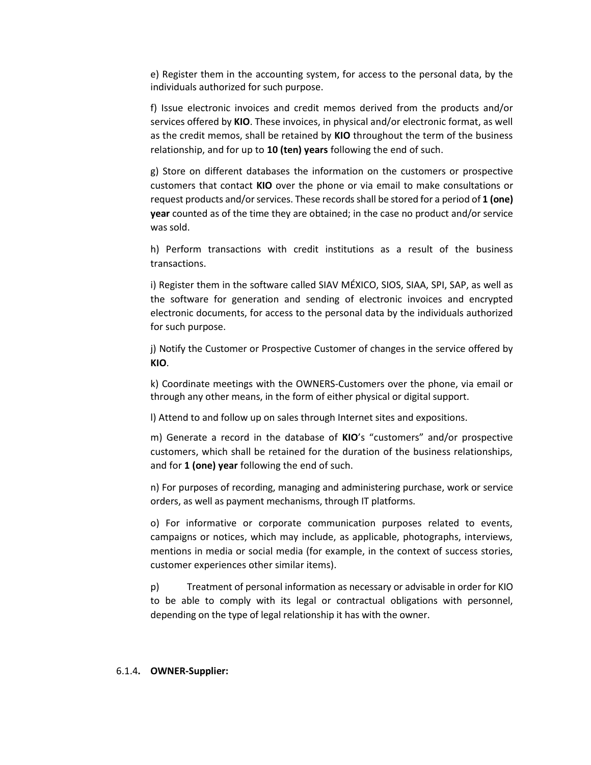e) Register them in the accounting system, for access to the personal data, by the individuals authorized for such purpose.

f) Issue electronic invoices and credit memos derived from the products and/or services offered by **KIO**. These invoices, in physical and/or electronic format, as well as the credit memos, shall be retained by **KIO** throughout the term of the business relationship, and for up to **10 (ten) years** following the end of such.

g) Store on different databases the information on the customers or prospective customers that contact **KIO** over the phone or via email to make consultations or request products and/or services. These records shall be stored for a period of **1 (one) year** counted as of the time they are obtained; in the case no product and/or service was sold.

h) Perform transactions with credit institutions as a result of the business transactions.

i) Register them in the software called SIAV MÉXICO, SIOS, SIAA, SPI, SAP, as well as the software for generation and sending of electronic invoices and encrypted electronic documents, for access to the personal data by the individuals authorized for such purpose.

j) Notify the Customer or Prospective Customer of changes in the service offered by **KIO**.

k) Coordinate meetings with the OWNERS-Customers over the phone, via email or through any other means, in the form of either physical or digital support.

l) Attend to and follow up on sales through Internet sites and expositions.

m) Generate a record in the database of **KIO**'s "customers" and/or prospective customers, which shall be retained for the duration of the business relationships, and for **1 (one) year** following the end of such.

n) For purposes of recording, managing and administering purchase, work or service orders, as well as payment mechanisms, through IT platforms.

o) For informative or corporate communication purposes related to events, campaigns or notices, which may include, as applicable, photographs, interviews, mentions in media or social media (for example, in the context of success stories, customer experiences other similar items).

p) Treatment of personal information as necessary or advisable in order for KIO to be able to comply with its legal or contractual obligations with personnel, depending on the type of legal relationship it has with the owner.

6.1.4**. OWNER-Supplier:**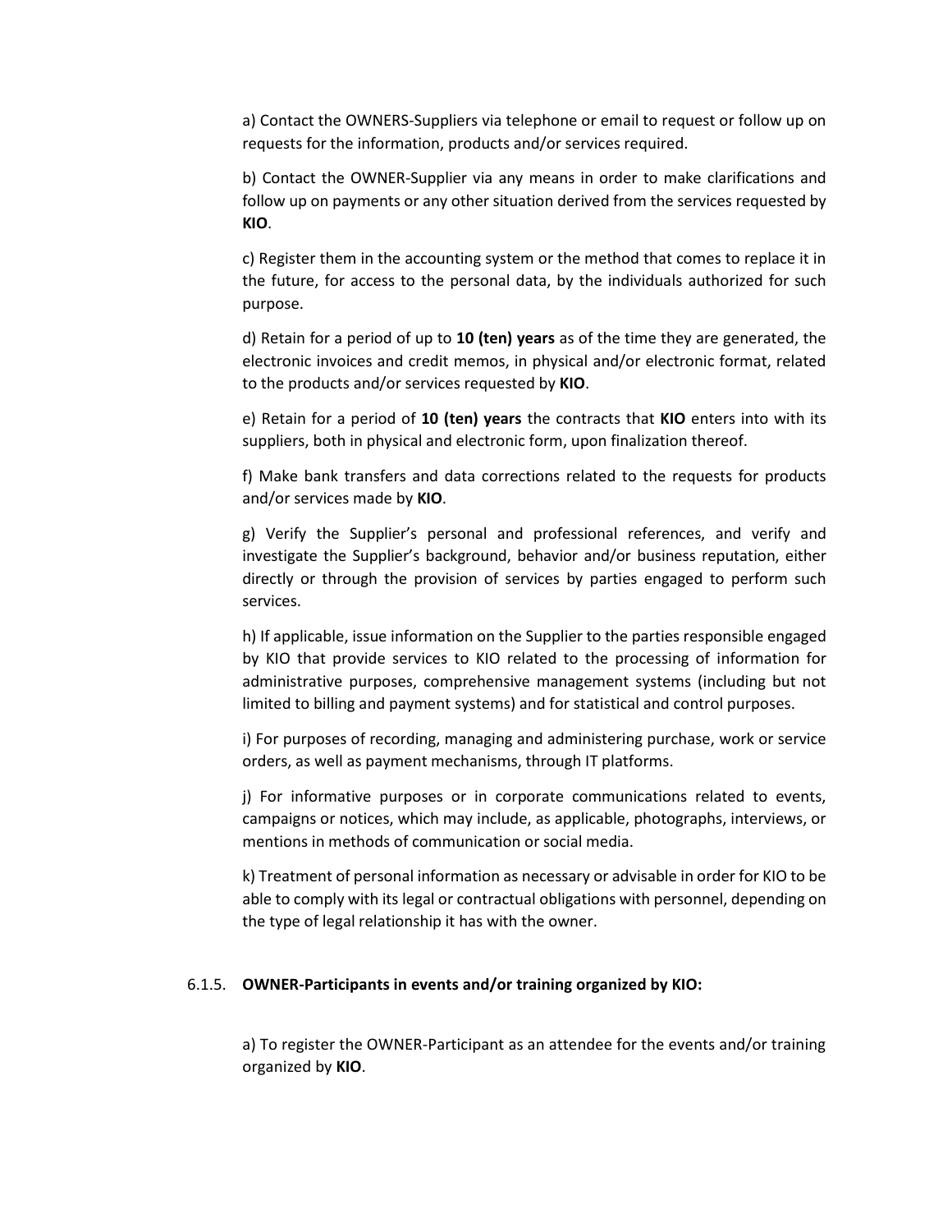a) Contact the OWNERS-Suppliers via telephone or email to request or follow up on requests for the information, products and/or services required.

b) Contact the OWNER-Supplier via any means in order to make clarifications and follow up on payments or any other situation derived from the services requested by **KIO**.

c) Register them in the accounting system or the method that comes to replace it in the future, for access to the personal data, by the individuals authorized for such purpose.

d) Retain for a period of up to **10 (ten) years** as of the time they are generated, the electronic invoices and credit memos, in physical and/or electronic format, related to the products and/or services requested by **KIO**.

e) Retain for a period of **10 (ten) years** the contracts that **KIO** enters into with its suppliers, both in physical and electronic form, upon finalization thereof.

f) Make bank transfers and data corrections related to the requests for products and/or services made by **KIO**.

g) Verify the Supplier's personal and professional references, and verify and investigate the Supplier's background, behavior and/or business reputation, either directly or through the provision of services by parties engaged to perform such services.

h) If applicable, issue information on the Supplier to the parties responsible engaged by KIO that provide services to KIO related to the processing of information for administrative purposes, comprehensive management systems (including but not limited to billing and payment systems) and for statistical and control purposes.

i) For purposes of recording, managing and administering purchase, work or service orders, as well as payment mechanisms, through IT platforms.

j) For informative purposes or in corporate communications related to events, campaigns or notices, which may include, as applicable, photographs, interviews, or mentions in methods of communication or social media.

k) Treatment of personal information as necessary or advisable in order for KIO to be able to comply with its legal or contractual obligations with personnel, depending on the type of legal relationship it has with the owner.

6.1.5. **OWNER-Participants in events and/or training organized by KIO:**

a) To register the OWNER-Participant as an attendee for the events and/or training organized by **KIO**.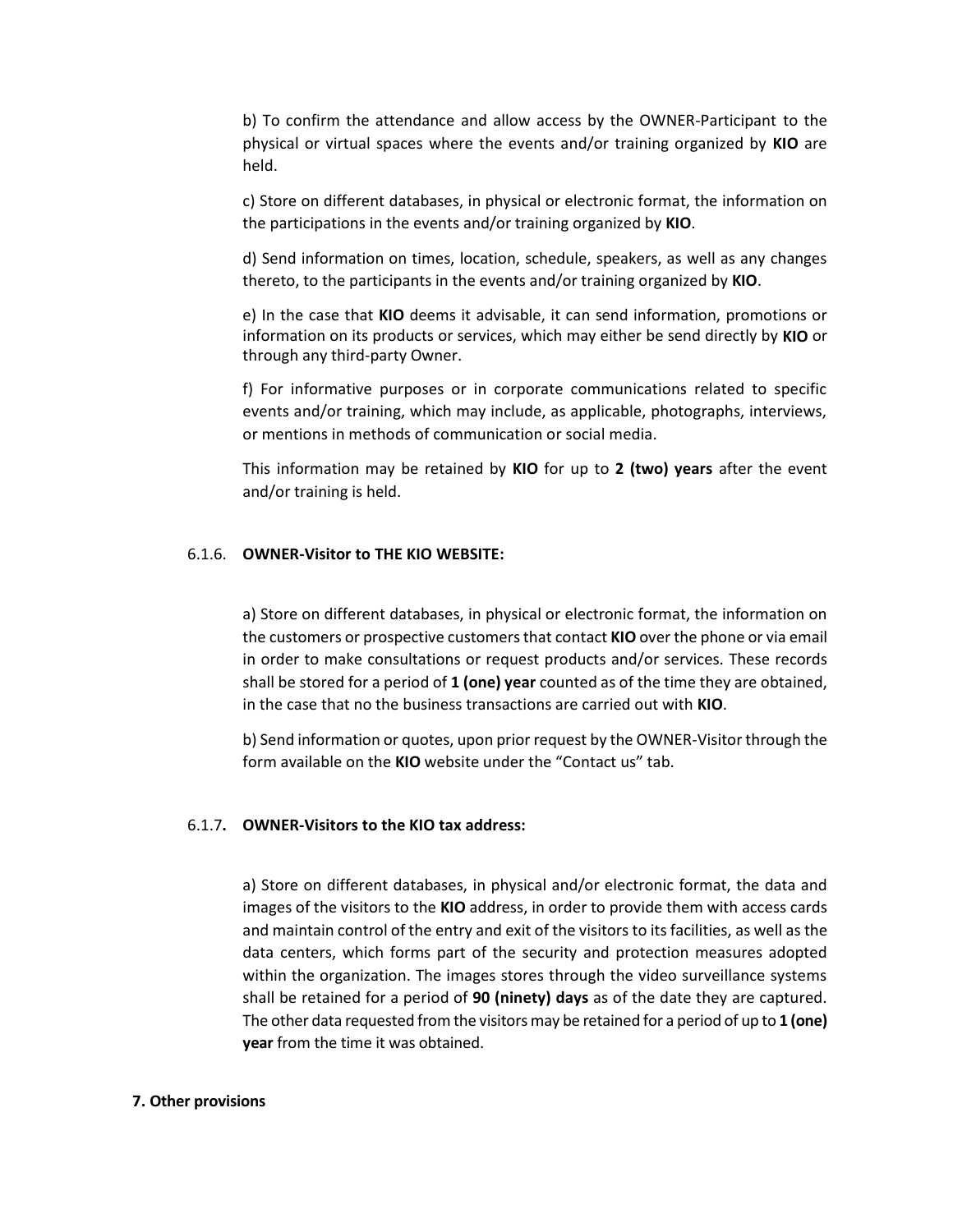b) To confirm the attendance and allow access by the OWNER-Participant to the physical or virtual spaces where the events and/or training organized by **KIO** are held.

c) Store on different databases, in physical or electronic format, the information on the participations in the events and/or training organized by **KIO**.

d) Send information on times, location, schedule, speakers, as well as any changes thereto, to the participants in the events and/or training organized by **KIO**.

e) In the case that **KIO** deems it advisable, it can send information, promotions or information on its products or services, which may either be send directly by **KIO** or through any third-party Owner.

f) For informative purposes or in corporate communications related to specific events and/or training, which may include, as applicable, photographs, interviews, or mentions in methods of communication or social media.

This information may be retained by **KIO** for up to **2 (two) years** after the event and/or training is held.

#### 6.1.6. **OWNER-Visitor to THE KIO WEBSITE:**

a) Store on different databases, in physical or electronic format, the information on the customers or prospective customers that contact **KIO** over the phone or via email in order to make consultations or request products and/or services. These records shall be stored for a period of **1 (one) year** counted as of the time they are obtained, in the case that no the business transactions are carried out with **KIO**.

b) Send information or quotes, upon prior request by the OWNER-Visitor through the form available on the **KIO** website under the "Contact us" tab.

#### 6.1.7**. OWNER-Visitors to the KIO tax address:**

a) Store on different databases, in physical and/or electronic format, the data and images of the visitors to the **KIO** address, in order to provide them with access cards and maintain control of the entry and exit of the visitors to its facilities, as well as the data centers, which forms part of the security and protection measures adopted within the organization. The images stores through the video surveillance systems shall be retained for a period of **90 (ninety) days** as of the date they are captured. The other data requested from the visitors may be retained for a period of up to **1 (one) year** from the time it was obtained.

## 7. Other provisions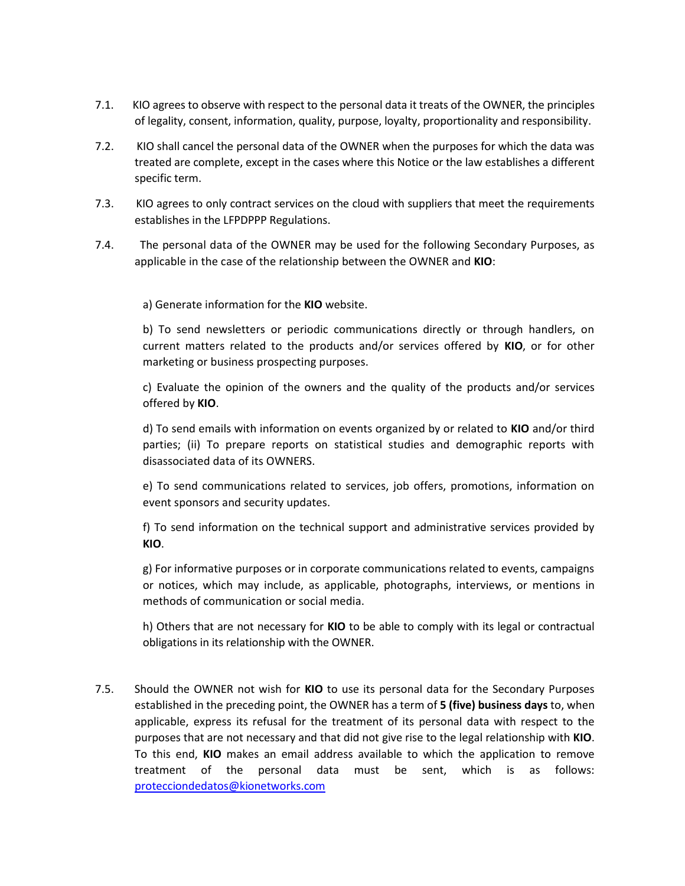7.1. KIO agrees to observe with respect to the personal data it treats of the OWNER, the principles of legality, consent, information, quality, purpose, loyalty, proportionality and responsibility.

7.2. KIO shall cancel the personal data of the OWNER when the purposes for which the data was treated are complete, except in the cases where this Notice or the law establishes a different specific term.

7.3. KIO agrees to only contract services on the cloud with suppliers that meet the requirements establishes in the LFPDPPP Regulations.

7.4. The personal data of the OWNER may be used for the following Secondary Purposes, as applicable in the case of the relationship between the OWNER and **KIO**:

a) Generate information for the **KIO** website.

b) To send newsletters or periodic communications directly or through handlers, on current matters related to the products and/or services offered by **KIO**, or for other marketing or business prospecting purposes.

c) Evaluate the opinion of the owners and the quality of the products and/or services offered by **KIO**.

d) To send emails with information on events organized by or related to **KIO** and/or third parties; (ii) To prepare reports on statistical studies and demographic reports with disassociated data of its OWNERS.

e) To send communications related to services, job offers, promotions, information on event sponsors and security updates.

f) To send information on the technical support and administrative services provided by **KIO**.

g) For informative purposes or in corporate communications related to events, campaigns or notices, which may include, as applicable, photographs, interviews, or mentions in methods of communication or social media.

h) Others that are not necessary for **KIO** to be able to comply with its legal or contractual obligations in its relationship with the OWNER.

7.5. Should the OWNER not wish for **KIO** to use its personal data for the Secondary Purposes established in the preceding point, the OWNER has a term of **5 (five) business days** to, when applicable, express its refusal for the treatment of its personal data with respect to the purposes that are not necessary and that did not give rise to the legal relationship with **KIO**. To this end, **KIO** makes an email address available to which the application to remove treatment of the personal data must be sent, which is as follows: protecciondedatos@kionetworks.com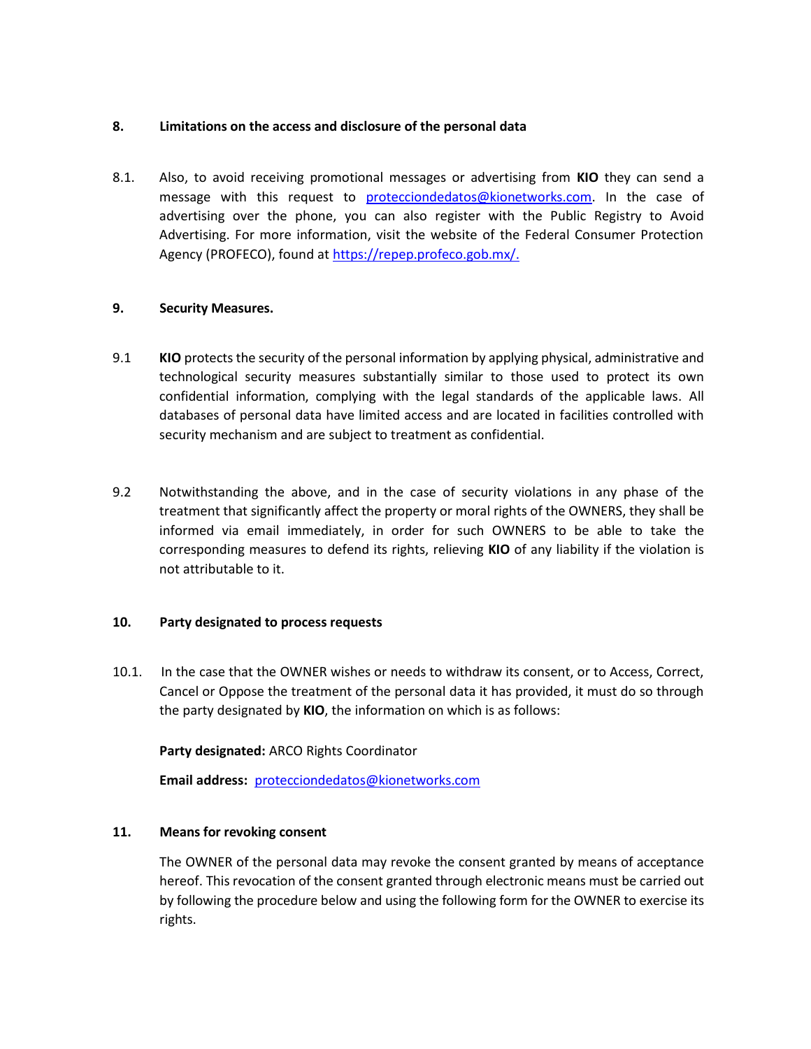## 8. Limitations on the access and disclosure of the personal data

8.1. Also, to avoid receiving promotional messages or advertising from **KIO** they can send a message with this request to proteccióndedatos@kionetworks.com. In the case of advertising over the phone, you can also register with the Public Registry to Avoid Advertising. For more information, visit the website of the Federal Consumer Protection Agency (PROFECO), found at https://repep.profeco.gob.mx/.

## 9. Security Measures.

9.1 **KIO** protects the security of the personal information by applying physical, administrative and technological security measures substantially similar to those used to protect its own confidential information, complying with the legal standards of the applicable laws. All databases of personal data have limited access and are located in facilities controlled with security mechanism and are subject to treatment as confidential.

9.2 Notwithstanding the above, and in the case of security violations in any phase of the treatment that significantly affect the property or moral rights of the OWNERS, they shall be informed via email immediately, in order for such OWNERS to be able to take the corresponding measures to defend its rights, relieving **KIO** of any liability if the violation is not attributable to it.

## 10. Party designated to process requests

10.1. In the case that the OWNER wishes or needs to withdraw its consent, or to Access, Correct, Cancel or Oppose the treatment of the personal data it has provided, it must do so through the party designated by **KIO**, the information on which is as follows:

**Party designated:** ARCO Rights Coordinator

**Email address:** protecciondedatos@kionetworks.com

## 11. Means for revoking consent

The OWNER of the personal data may revoke the consent granted by means of acceptance hereof. This revocation of the consent granted through electronic means must be carried out by following the procedure below and using the following form for the OWNER to exercise its rights.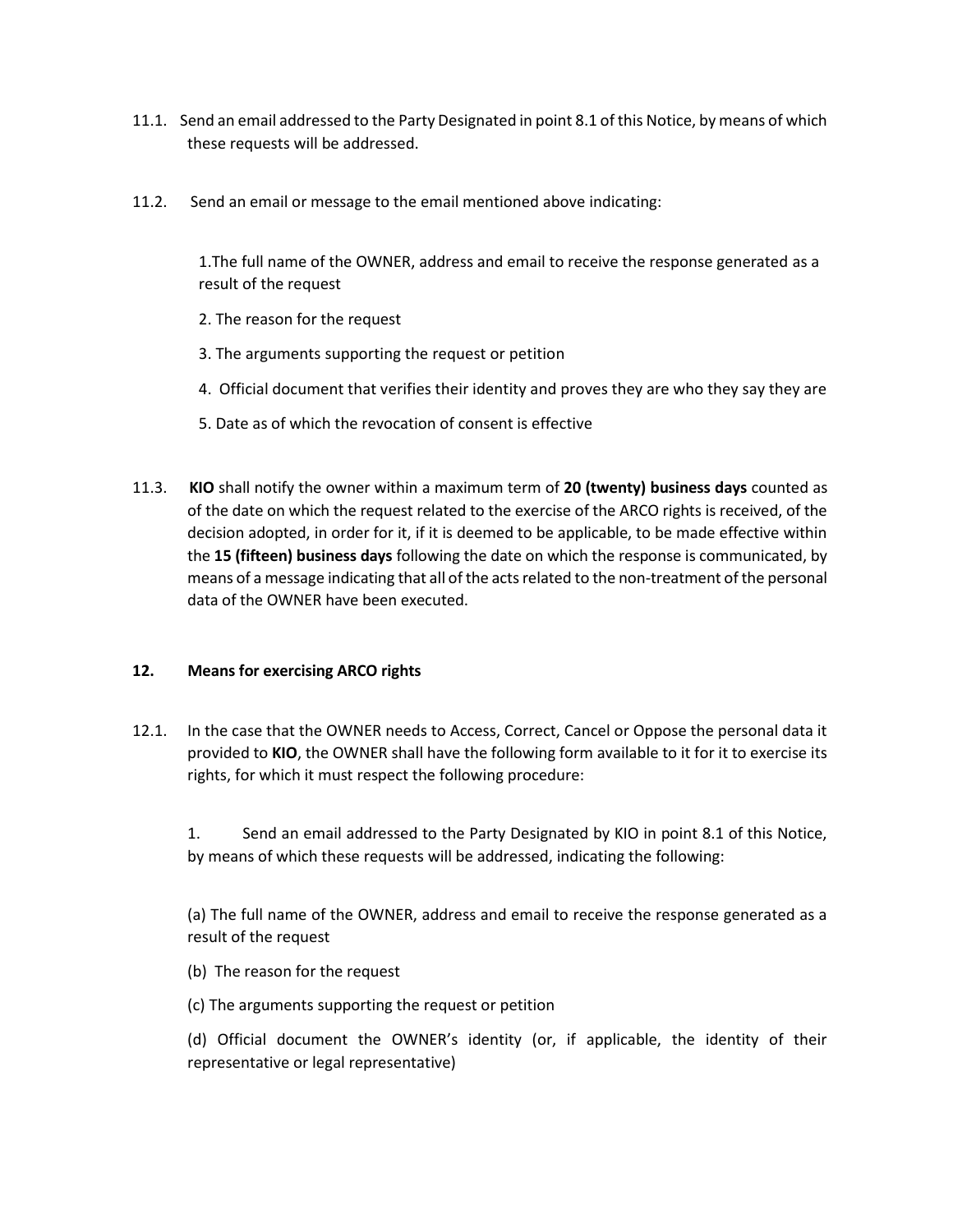11.1. Send an email addressed to the Party Designated in point 8.1 of this Notice, by means of which these requests will be addressed.

11.2. Send an email or message to the email mentioned above indicating:

1.The full name of the OWNER, address and email to receive the response generated as a result of the request

2. The reason for the request

3. The arguments supporting the request or petition

4. Official document that verifies their identity and proves they are who they say they are

5. Date as of which the revocation of consent is effective

11.3. **KIO** shall notify the owner within a maximum term of **20 (twenty) business days** counted as of the date on which the request related to the exercise of the ARCO rights is received, of the decision adopted, in order for it, if it is deemed to be applicable, to be made effective within the **15 (fifteen) business days** following the date on which the response is communicated, by means of a message indicating that all of the acts related to the non-treatment of the personal data of the OWNER have been executed.

## 12. Means for exercising ARCO rights

12.1. In the case that the OWNER needs to Access, Correct, Cancel or Oppose the personal data it provided to **KIO**, the OWNER shall have the following form available to it for it to exercise its rights, for which it must respect the following procedure:

1. Send an email addressed to the Party Designated by KIO in point 8.1 of this Notice, by means of which these requests will be addressed, indicating the following:

(a) The full name of the OWNER, address and email to receive the response generated as a result of the request

(b) The reason for the request

(c) The arguments supporting the request or petition

(d) Official document the OWNER's identity (or, if applicable, the identity of their representative or legal representative)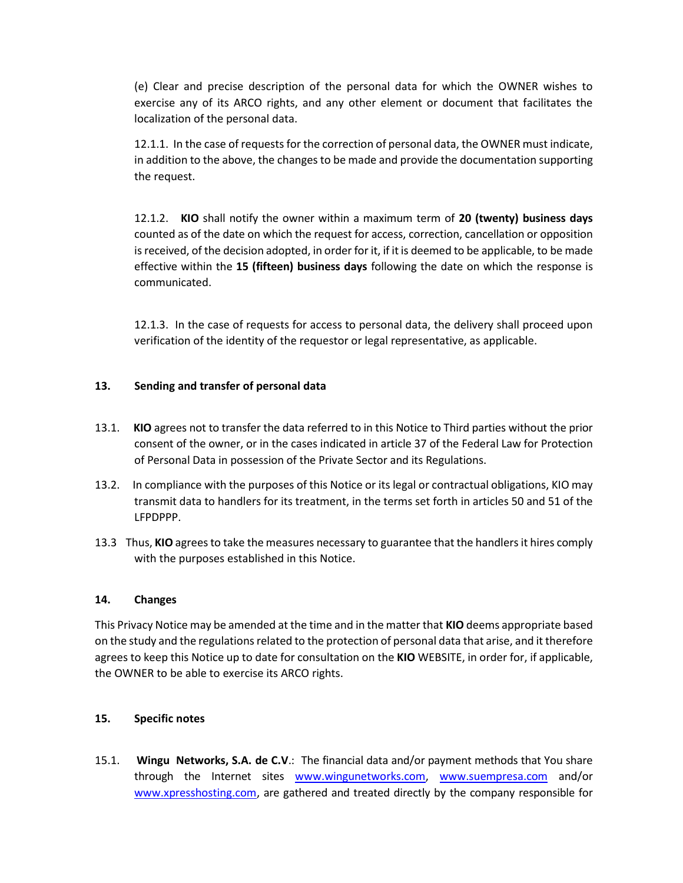(e) Clear and precise description of the personal data for which the OWNER wishes to exercise any of its ARCO rights, and any other element or document that facilitates the localization of the personal data.

12.1.1. In the case of requests for the correction of personal data, the OWNER must indicate, in addition to the above, the changes to be made and provide the documentation supporting the request.

12.1.2. **KIO** shall notify the owner within a maximum term of **20 (twenty) business days** counted as of the date on which the request for access, correction, cancellation or opposition is received, of the decision adopted, in order for it, if it is deemed to be applicable, to be made effective within the **15 (fifteen) business days** following the date on which the response is communicated.

12.1.3. In the case of requests for access to personal data, the delivery shall proceed upon verification of the identity of the requestor or legal representative, as applicable.

## 13. Sending and transfer of personal data

13.1. **KIO** agrees not to transfer the data referred to in this Notice to Third parties without the prior consent of the owner, or in the cases indicated in article 37 of the Federal Law for Protection of Personal Data in possession of the Private Sector and its Regulations.

13.2. In compliance with the purposes of this Notice or its legal or contractual obligations, KIO may transmit data to handlers for its treatment, in the terms set forth in articles 50 and 51 of the LFPDPPP.

13.3 Thus, **KIO** agrees to take the measures necessary to guarantee that the handlers it hires comply with the purposes established in this Notice.

## 14. Changes

This Privacy Notice may be amended at the time and in the matter that **KIO** deems appropriate based on the study and the regulations related to the protection of personal data that arise, and it therefore agrees to keep this Notice up to date for consultation on the **KIO** WEBSITE, in order for, if applicable, the OWNER to be able to exercise its ARCO rights.

## 15. Specific notes

15.1. **Wingu Networks, S.A. de C.V**.: The financial data and/or payment methods that You share through the Internet sites www.wingunetworks.com, www.suempresa.com and/or www.xpresshosting.com, are gathered and treated directly by the company responsible for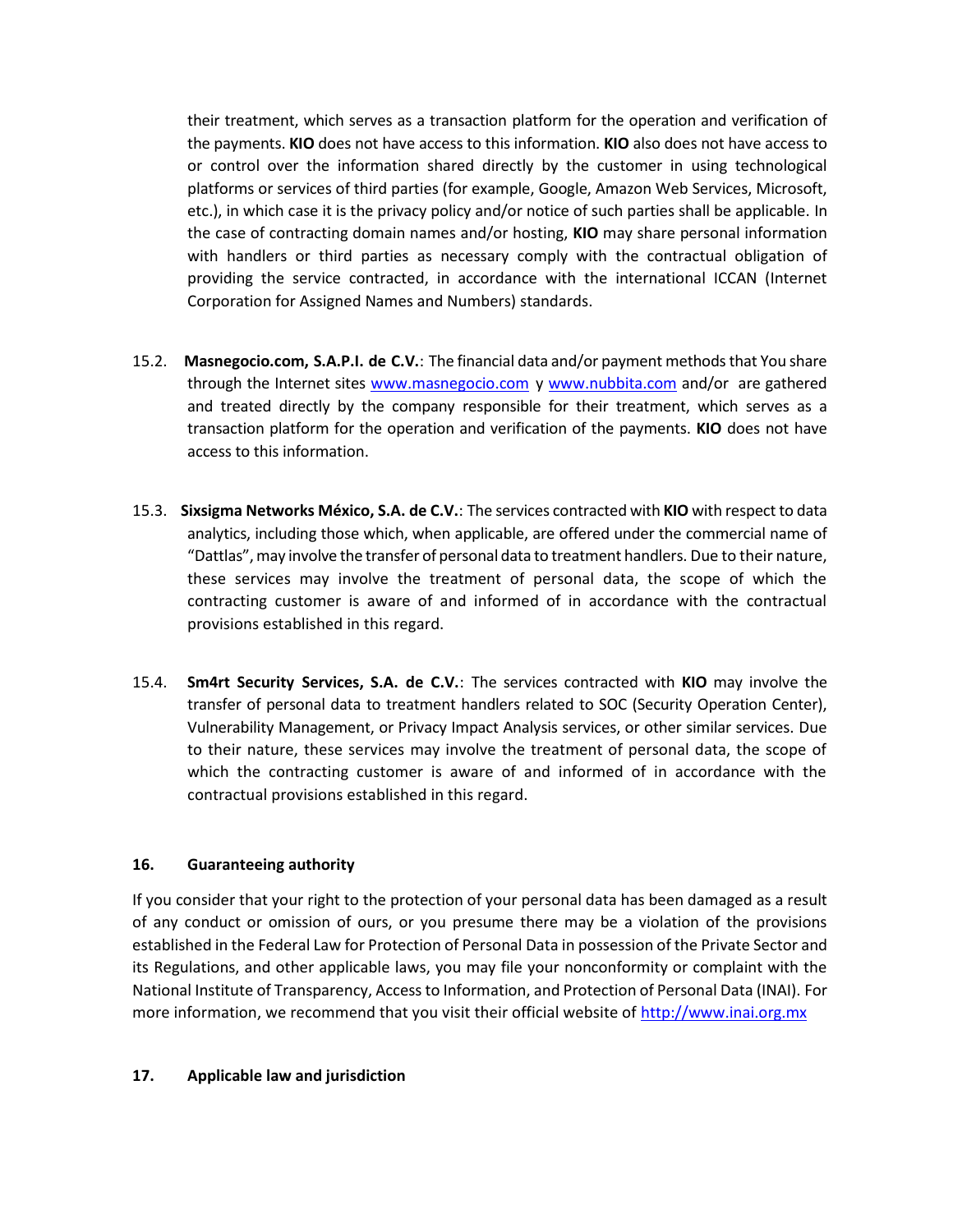their treatment, which serves as a transaction platform for the operation and verification of the payments. **KIO** does not have access to this information. **KIO** also does not have access to or control over the information shared directly by the customer in using technological platforms or services of third parties (for example, Google, Amazon Web Services, Microsoft, etc.), in which case it is the privacy policy and/or notice of such parties shall be applicable. In the case of contracting domain names and/or hosting, **KIO** may share personal information with handlers or third parties as necessary comply with the contractual obligation of providing the service contracted, in accordance with the international ICCAN (Internet Corporation for Assigned Names and Numbers) standards.

15.2. **Masnegocio.com, S.A.P.I. de C.V.**: The financial data and/or payment methods that You share through the Internet sites www.masnegocio.com y www.nubbita.com and/or are gathered and treated directly by the company responsible for their treatment, which serves as a transaction platform for the operation and verification of the payments. **KIO** does not have access to this information.

15.3. **Sixsigma Networks México, S.A. de C.V.**: The services contracted with **KIO** with respect to data analytics, including those which, when applicable, are offered under the commercial name of "Dattlas", may involve the transfer of personal data to treatment handlers. Due to their nature, these services may involve the treatment of personal data, the scope of which the contracting customer is aware of and informed of in accordance with the contractual provisions established in this regard.

15.4. **Sm4rt Security Services, S.A. de C.V.**: The services contracted with **KIO** may involve the transfer of personal data to treatment handlers related to SOC (Security Operation Center), Vulnerability Management, or Privacy Impact Analysis services, or other similar services. Due to their nature, these services may involve the treatment of personal data, the scope of which the contracting customer is aware of and informed of in accordance with the contractual provisions established in this regard.

## 16. Guaranteeing authority

If you consider that your right to the protection of your personal data has been damaged as a result of any conduct or omission of ours, or you presume there may be a violation of the provisions established in the Federal Law for Protection of Personal Data in possession of the Private Sector and its Regulations, and other applicable laws, you may file your nonconformity or complaint with the National Institute of Transparency, Access to Information, and Protection of Personal Data (INAI). For more information, we recommend that you visit their official website of http://www.inai.org.mx

## 17. Applicable law and jurisdiction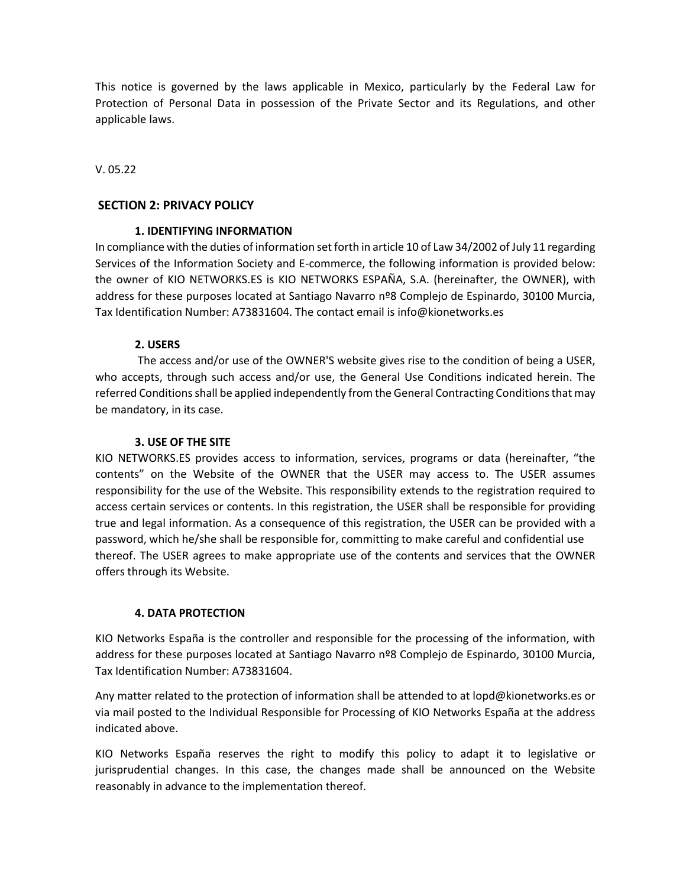This notice is governed by the laws applicable in Mexico, particularly by the Federal Law for Protection of Personal Data in possession of the Private Sector and its Regulations, and other applicable laws.

V. 05.22

## SECTION 2: PRIVACY POLICY

### 1. IDENTIFYING INFORMATION

In compliance with the duties of information set forth in article 10 of Law 34/2002 of July 11 regarding Services of the Information Society and E-commerce, the following information is provided below: the owner of KIO NETWORKS.ES is KIO NETWORKS ESPAÑA, S.A. (hereinafter, the OWNER), with address for these purposes located at Santiago Navarro nº8 Complejo de Espinardo, 30100 Murcia, Tax Identification Number: A73831604. The contact email is info@kionetworks.es

### 2. USERS

The access and/or use of the OWNER'S website gives rise to the condition of being a USER, who accepts, through such access and/or use, the General Use Conditions indicated herein. The referred Conditions shall be applied independently from the General Contracting Conditions that may be mandatory, in its case.

### 3. USE OF THE SITE

KIO NETWORKS.ES provides access to information, services, programs or data (hereinafter, "the contents" on the Website of the OWNER that the USER may access to. The USER assumes responsibility for the use of the Website. This responsibility extends to the registration required to access certain services or contents. In this registration, the USER shall be responsible for providing true and legal information. As a consequence of this registration, the USER can be provided with a password, which he/she shall be responsible for, committing to make careful and confidential use thereof. The USER agrees to make appropriate use of the contents and services that the OWNER offers through its Website.

### 4. DATA PROTECTION

KIO Networks España is the controller and responsible for the processing of the information, with address for these purposes located at Santiago Navarro nº8 Complejo de Espinardo, 30100 Murcia, Tax Identification Number: A73831604.

Any matter related to the protection of information shall be attended to at lopd@kionetworks.es or via mail posted to the Individual Responsible for Processing of KIO Networks España at the address indicated above.

KIO Networks España reserves the right to modify this policy to adapt it to legislative or jurisprudential changes. In this case, the changes made shall be announced on the Website reasonably in advance to the implementation thereof.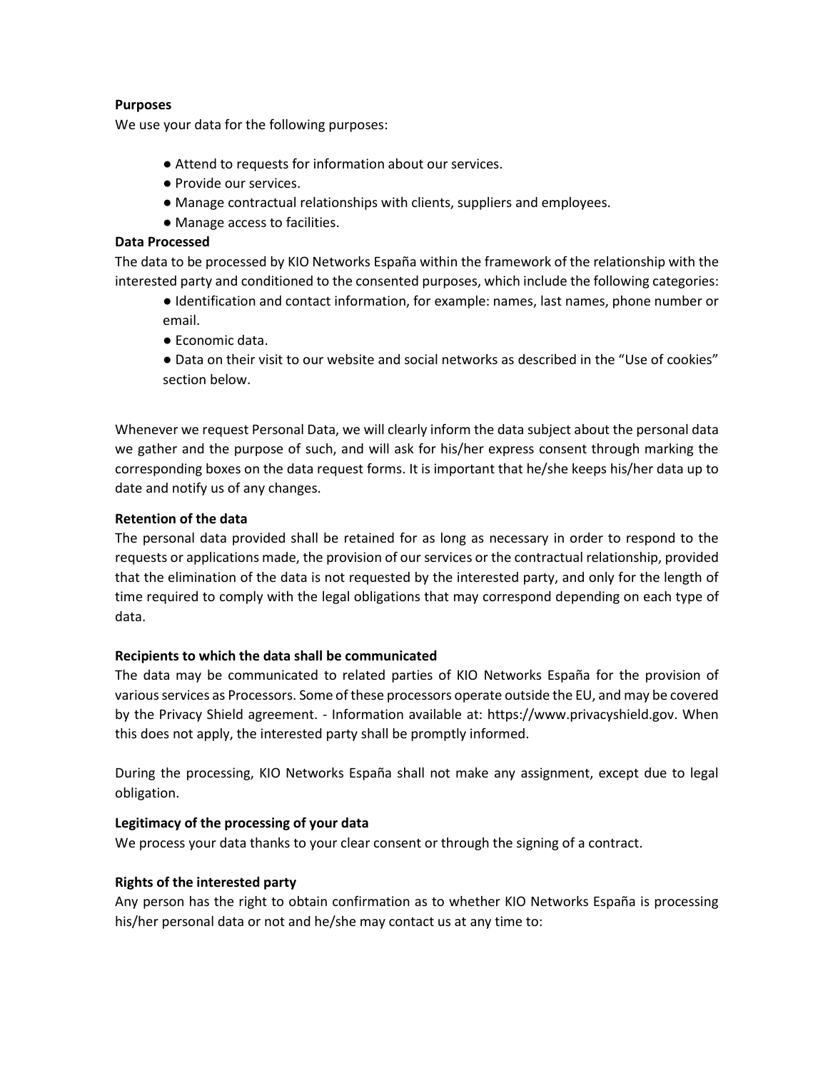**Purposes**

We use your data for the following purposes:

- Attend to requests for information about our services.
- Provide our services.
- Manage contractual relationships with clients, suppliers and employees.
- Manage access to facilities.

**Data Processed**

The data to be processed by KIO Networks España within the framework of the relationship with the interested party and conditioned to the consented purposes, which include the following categories:

- Identification and contact information, for example: names, last names, phone number or email.
- Economic data.
- Data on their visit to our website and social networks as described in the "Use of cookies" section below.

Whenever we request Personal Data, we will clearly inform the data subject about the personal data we gather and the purpose of such, and will ask for his/her express consent through marking the corresponding boxes on the data request forms. It is important that he/she keeps his/her data up to date and notify us of any changes.

**Retention of the data**

The personal data provided shall be retained for as long as necessary in order to respond to the requests or applications made, the provision of our services or the contractual relationship, provided that the elimination of the data is not requested by the interested party, and only for the length of time required to comply with the legal obligations that may correspond depending on each type of data.

**Recipients to which the data shall be communicated**

The data may be communicated to related parties of KIO Networks España for the provision of various services as Processors. Some of these processors operate outside the EU, and may be covered by the Privacy Shield agreement. - Information available at: https://www.privacyshield.gov. When this does not apply, the interested party shall be promptly informed.

During the processing, KIO Networks España shall not make any assignment, except due to legal obligation.

**Legitimacy of the processing of your data**

We process your data thanks to your clear consent or through the signing of a contract.

**Rights of the interested party**

Any person has the right to obtain confirmation as to whether KIO Networks España is processing his/her personal data or not and he/she may contact us at any time to: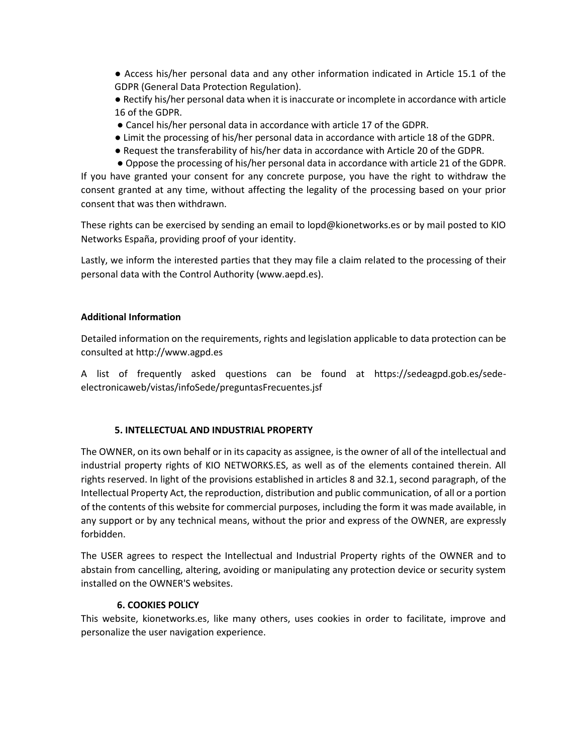- Access his/her personal data and any other information indicated in Article 15.1 of the GDPR (General Data Protection Regulation).
- Rectify his/her personal data when it is inaccurate or incomplete in accordance with article 16 of the GDPR.
- Cancel his/her personal data in accordance with article 17 of the GDPR.
- Limit the processing of his/her personal data in accordance with article 18 of the GDPR.
- Request the transferability of his/her data in accordance with Article 20 of the GDPR.
- Oppose the processing of his/her personal data in accordance with article 21 of the GDPR.

If you have granted your consent for any concrete purpose, you have the right to withdraw the consent granted at any time, without affecting the legality of the processing based on your prior consent that was then withdrawn.

These rights can be exercised by sending an email to lopd@kionetworks.es or by mail posted to KIO Networks España, providing proof of your identity.

Lastly, we inform the interested parties that they may file a claim related to the processing of their personal data with the Control Authority (www.aepd.es).

**Additional Information**

Detailed information on the requirements, rights and legislation applicable to data protection can be consulted at http://www.agpd.es

A list of frequently asked questions can be found at https://sedeagpd.gob.es/sede-electronicaweb/vistas/infoSede/preguntasFrecuentes.jsf

## 5. INTELLECTUAL AND INDUSTRIAL PROPERTY

The OWNER, on its own behalf or in its capacity as assignee, is the owner of all of the intellectual and industrial property rights of KIO NETWORKS.ES, as well as of the elements contained therein. All rights reserved. In light of the provisions established in articles 8 and 32.1, second paragraph, of the Intellectual Property Act, the reproduction, distribution and public communication, of all or a portion of the contents of this website for commercial purposes, including the form it was made available, in any support or by any technical means, without the prior and express of the OWNER, are expressly forbidden.

The USER agrees to respect the Intellectual and Industrial Property rights of the OWNER and to abstain from cancelling, altering, avoiding or manipulating any protection device or security system installed on the OWNER'S websites.

## 6. COOKIES POLICY

This website, kionetworks.es, like many others, uses cookies in order to facilitate, improve and personalize the user navigation experience.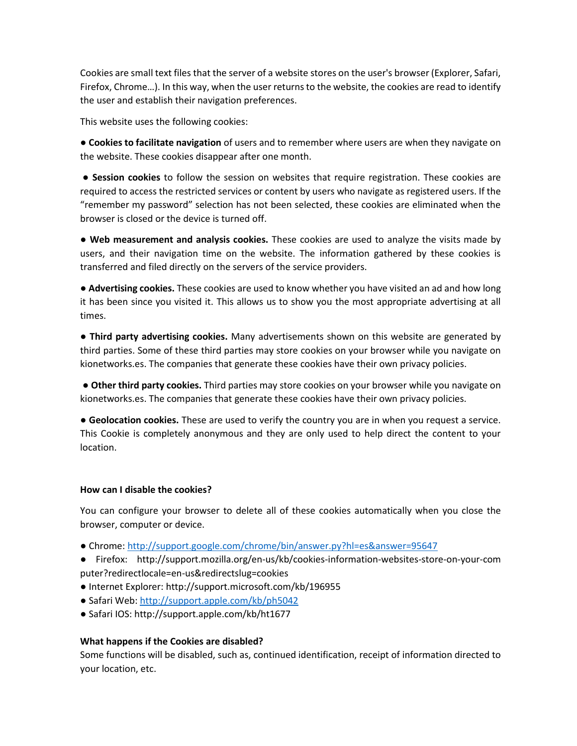Cookies are small text files that the server of a website stores on the user's browser (Explorer, Safari, Firefox, Chrome…). In this way, when the user returns to the website, the cookies are read to identify the user and establish their navigation preferences.

This website uses the following cookies:

● **Cookies to facilitate navigation** of users and to remember where users are when they navigate on the website. These cookies disappear after one month.

● **Session cookies** to follow the session on websites that require registration. These cookies are required to access the restricted services or content by users who navigate as registered users. If the "remember my password" selection has not been selected, these cookies are eliminated when the browser is closed or the device is turned off.

● **Web measurement and analysis cookies.** These cookies are used to analyze the visits made by users, and their navigation time on the website. The information gathered by these cookies is transferred and filed directly on the servers of the service providers.

● **Advertising cookies.** These cookies are used to know whether you have visited an ad and how long it has been since you visited it. This allows us to show you the most appropriate advertising at all times.

● **Third party advertising cookies.** Many advertisements shown on this website are generated by third parties. Some of these third parties may store cookies on your browser while you navigate on kionetworks.es. The companies that generate these cookies have their own privacy policies.

● **Other third party cookies.** Third parties may store cookies on your browser while you navigate on kionetworks.es. The companies that generate these cookies have their own privacy policies.

● **Geolocation cookies.** These are used to verify the country you are in when you request a service. This Cookie is completely anonymous and they are only used to help direct the content to your location.

**How can I disable the cookies?**

You can configure your browser to delete all of these cookies automatically when you close the browser, computer or device.

● Chrome: http://support.google.com/chrome/bin/answer.py?hl=es&answer=95647
● Firefox: http://support.mozilla.org/en-us/kb/cookies-information-websites-store-on-your-computer?redirectlocale=en-us&redirectslug=cookies
● Internet Explorer: http://support.microsoft.com/kb/196955
● Safari Web: http://support.apple.com/kb/ph5042
● Safari IOS: http://support.apple.com/kb/ht1677

**What happens if the Cookies are disabled?**

Some functions will be disabled, such as, continued identification, receipt of information directed to your location, etc.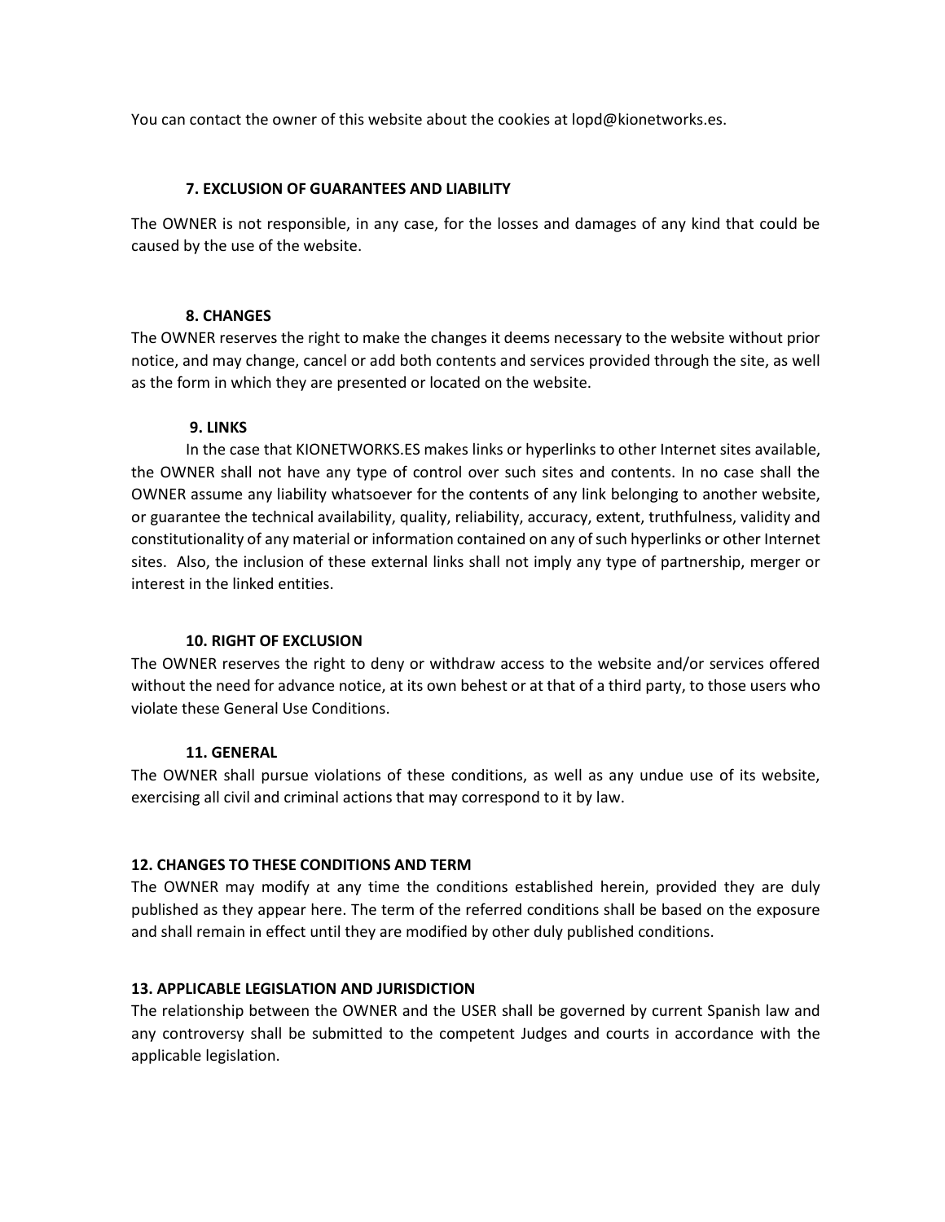You can contact the owner of this website about the cookies at lopd@kionetworks.es.

### 7. EXCLUSION OF GUARANTEES AND LIABILITY

The OWNER is not responsible, in any case, for the losses and damages of any kind that could be caused by the use of the website.

### 8. CHANGES

The OWNER reserves the right to make the changes it deems necessary to the website without prior notice, and may change, cancel or add both contents and services provided through the site, as well as the form in which they are presented or located on the website.

### 9. LINKS

In the case that KIONETWORKS.ES makes links or hyperlinks to other Internet sites available, the OWNER shall not have any type of control over such sites and contents. In no case shall the OWNER assume any liability whatsoever for the contents of any link belonging to another website, or guarantee the technical availability, quality, reliability, accuracy, extent, truthfulness, validity and constitutionality of any material or information contained on any of such hyperlinks or other Internet sites. Also, the inclusion of these external links shall not imply any type of partnership, merger or interest in the linked entities.

### 10. RIGHT OF EXCLUSION

The OWNER reserves the right to deny or withdraw access to the website and/or services offered without the need for advance notice, at its own behest or at that of a third party, to those users who violate these General Use Conditions.

### 11. GENERAL

The OWNER shall pursue violations of these conditions, as well as any undue use of its website, exercising all civil and criminal actions that may correspond to it by law.

### 12. CHANGES TO THESE CONDITIONS AND TERM

The OWNER may modify at any time the conditions established herein, provided they are duly published as they appear here. The term of the referred conditions shall be based on the exposure and shall remain in effect until they are modified by other duly published conditions.

### 13. APPLICABLE LEGISLATION AND JURISDICTION

The relationship between the OWNER and the USER shall be governed by current Spanish law and any controversy shall be submitted to the competent Judges and courts in accordance with the applicable legislation.